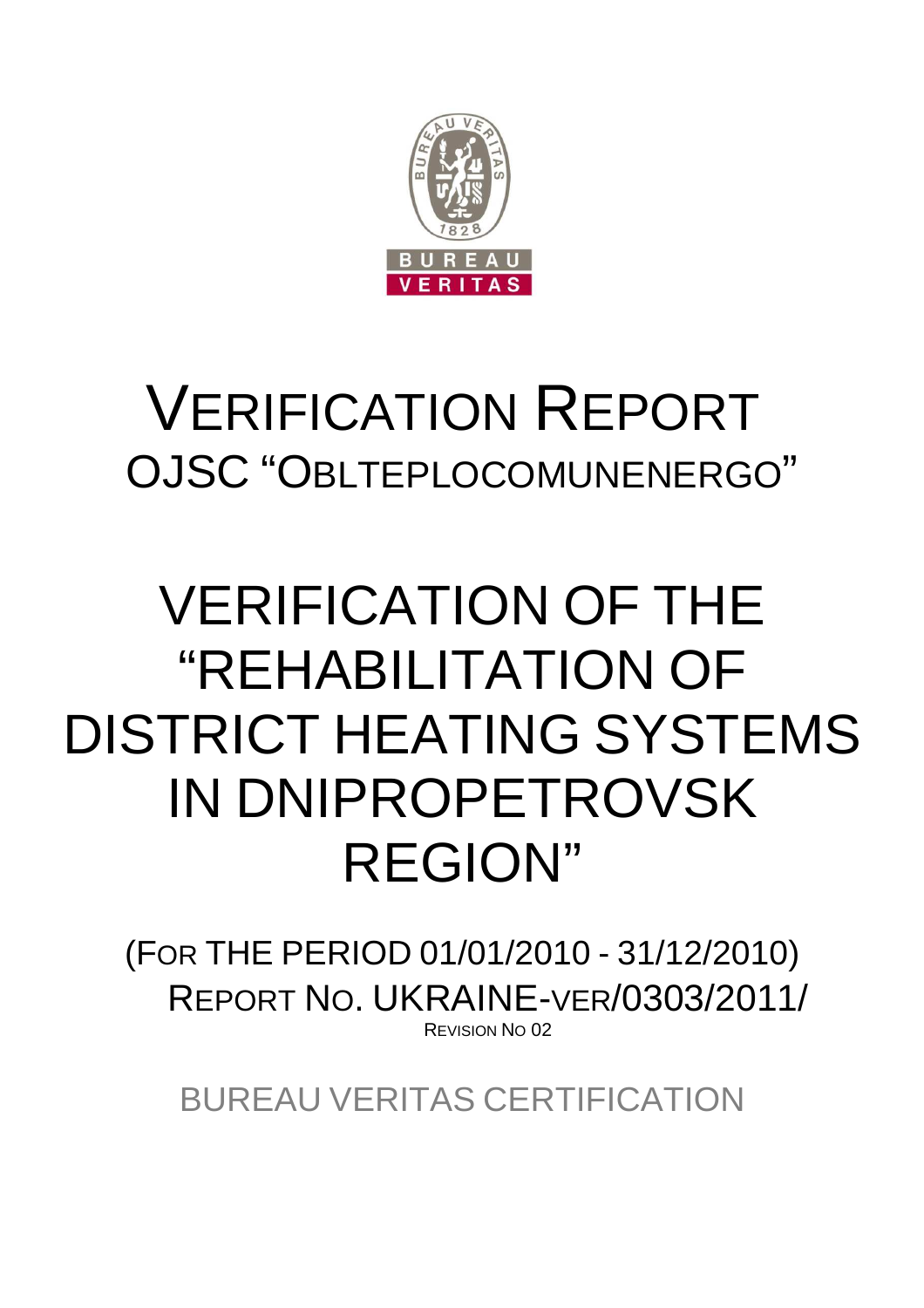# VERIFICATION REPORT

## OJSC "OBLTEPLOCOMUNENERGO"

# VERIFICATION OF THE "REHABILITATION OF DISTRICT HEATING SYSTEMS IN DNIPROPETROVSK REGION"

(FOR THE PERIOD 01/01/2010 - 31/12/2010)

REPORT NO. UKRAINE-VER/0303/2011/

REVISION NO 02

BUREAU VERITAS CERTIFICATION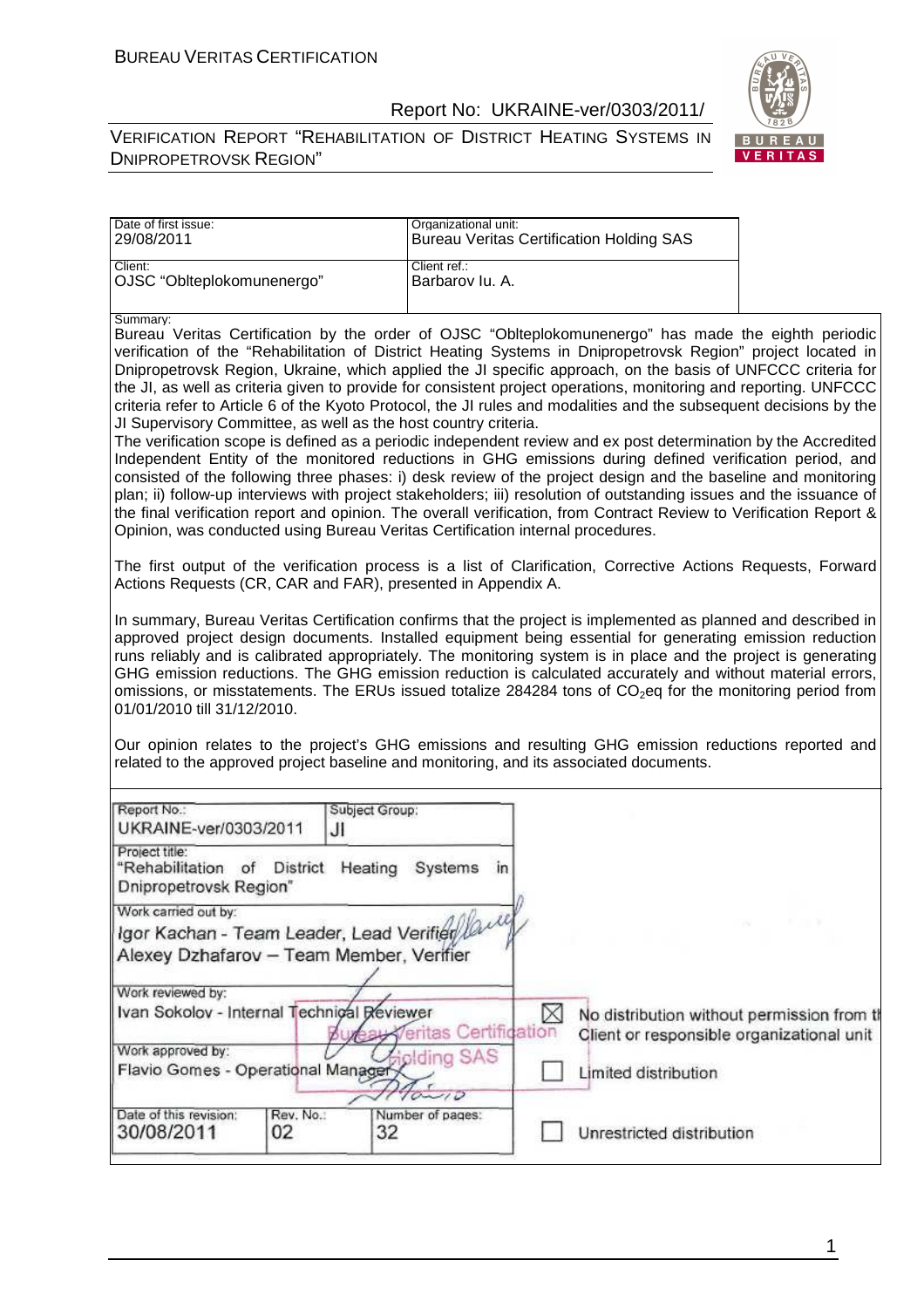| Date of first issue: 29/08/2011 | Organizational unit: Bureau Veritas Certification Holding SAS |
|---|---|
| Client: OJSC "Oblteplokomunenergo" | Client ref.: Barbarov Iu. A. |

Summary:

Bureau Veritas Certification by the order of OJSC "Oblteplokomunenergo" has made the eighth periodic verification of the "Rehabilitation of District Heating Systems in Dnipropetrovsk Region" project located in Dnipropetrovsk Region, Ukraine, which applied the JI specific approach, on the basis of UNFCCC criteria for the JI, as well as criteria given to provide for consistent project operations, monitoring and reporting. UNFCCC criteria refer to Article 6 of the Kyoto Protocol, the JI rules and modalities and the subsequent decisions by the JI Supervisory Committee, as well as the host country criteria.

The verification scope is defined as a periodic independent review and ex post determination by the Accredited Independent Entity of the monitored reductions in GHG emissions during defined verification period, and consisted of the following three phases: i) desk review of the project design and the baseline and monitoring plan; ii) follow-up interviews with project stakeholders; iii) resolution of outstanding issues and the issuance of the final verification report and opinion. The overall verification, from Contract Review to Verification Report & Opinion, was conducted using Bureau Veritas Certification internal procedures.

The first output of the verification process is a list of Clarification, Corrective Actions Requests, Forward Actions Requests (CR, CAR and FAR), presented in Appendix A.

In summary, Bureau Veritas Certification confirms that the project is implemented as planned and described in approved project design documents. Installed equipment being essential for generating emission reduction runs reliably and is calibrated appropriately. The monitoring system is in place and the project is generating GHG emission reductions. The GHG emission reduction is calculated accurately and without material errors, omissions, or misstatements. The ERUs issued totalize 284284 tons of $CO_2$eq for the monitoring period from 01/01/2010 till 31/12/2010.

Our opinion relates to the project's GHG emissions and resulting GHG emission reductions reported and related to the approved project baseline and monitoring, and its associated documents.

| Report No.: UKRAINE-ver/0303/2011 | Subject Group: JI | |
|---|---|---|
| Project title: "Rehabilitation of District Heating Systems in Dnipropetrovsk Region" | | |
| Work carried out by: Igor Kachan - Team Leader, Lead Verifier; Alexey Dzhafarov – Team Member, Verifier | | |
| Work reviewed by: Ivan Sokolov - Internal Technical Reviewer | | ☒ No distribution without permission from the Client or responsible organizational unit |
| Work approved by: Flavio Gomes - Operational Manager | | ☐ Limited distribution |
| Date of this revision: 30/08/2011 | Rev. No.: 02 | Number of pages: 32 |
| | | ☐ Unrestricted distribution |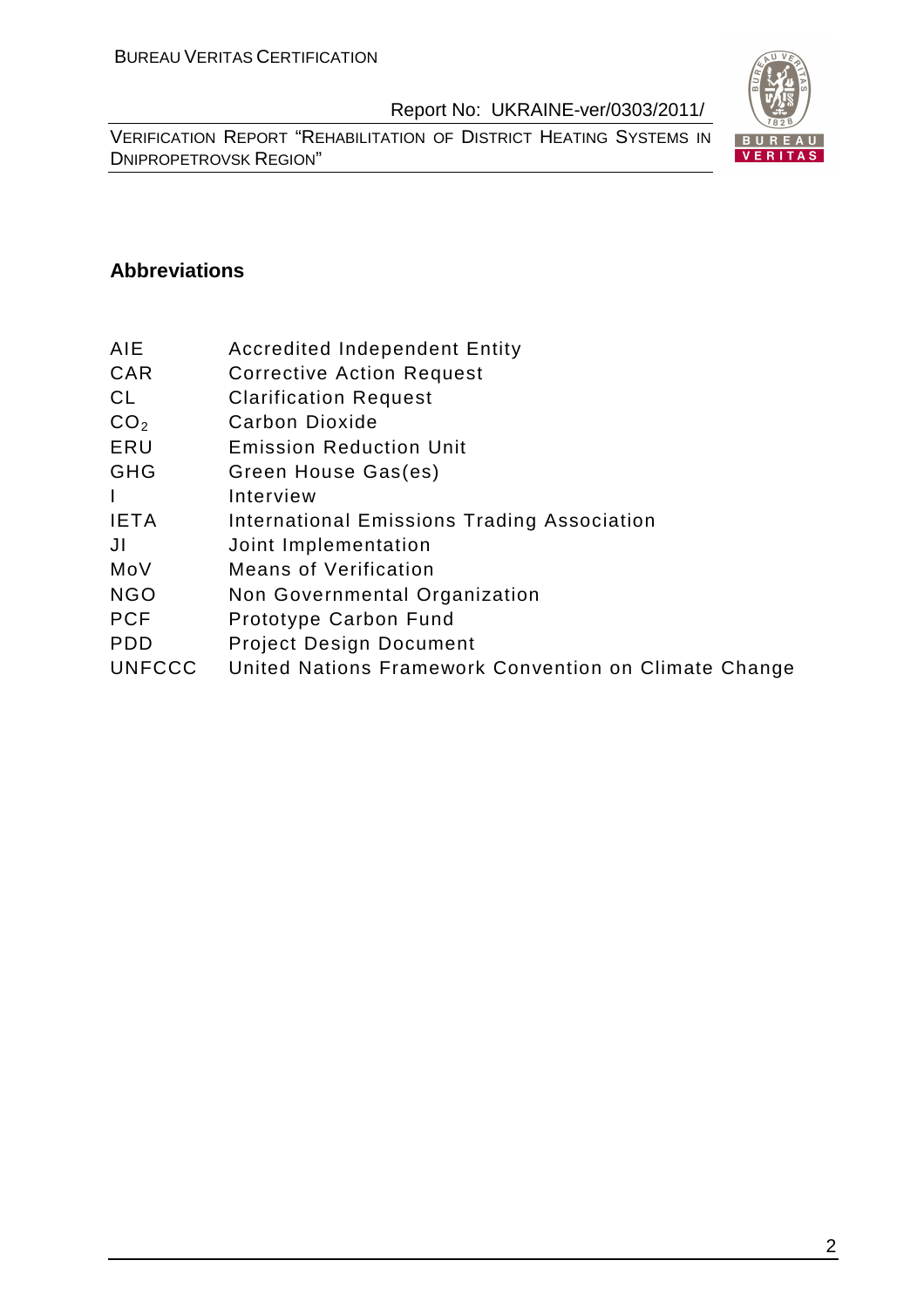## Abbreviations

| | |
|---|---|
| AIE | Accredited Independent Entity |
| CAR | Corrective Action Request |
| CL | Clarification Request |
| $CO_2$ | Carbon Dioxide |
| ERU | Emission Reduction Unit |
| GHG | Green House Gas(es) |
| I | Interview |
| IETA | International Emissions Trading Association |
| JI | Joint Implementation |
| MoV | Means of Verification |
| NGO | Non Governmental Organization |
| PCF | Prototype Carbon Fund |
| PDD | Project Design Document |
| UNFCCC | United Nations Framework Convention on Climate Change |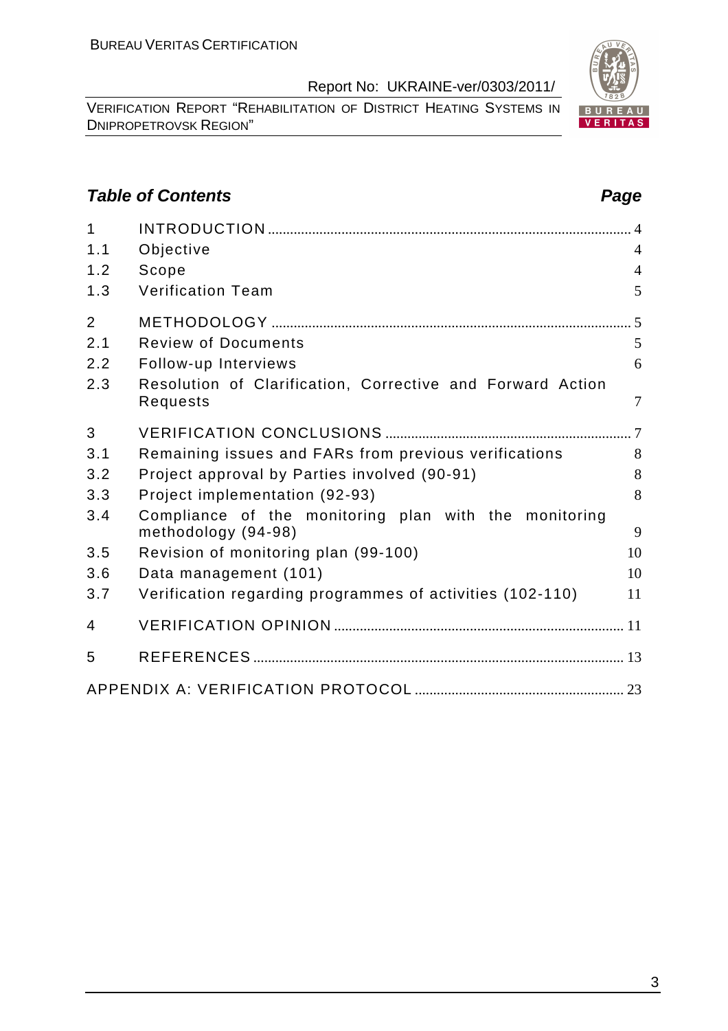## Table of Contents

| | | Page |
|---|---|---|
| 1 | INTRODUCTION | 4 |
| 1.1 | Objective | 4 |
| 1.2 | Scope | 4 |
| 1.3 | Verification Team | 5 |
| 2 | METHODOLOGY | 5 |
| 2.1 | Review of Documents | 5 |
| 2.2 | Follow-up Interviews | 6 |
| 2.3 | Resolution of Clarification, Corrective and Forward Action Requests | 7 |
| 3 | VERIFICATION CONCLUSIONS | 7 |
| 3.1 | Remaining issues and FARs from previous verifications | 8 |
| 3.2 | Project approval by Parties involved (90-91) | 8 |
| 3.3 | Project implementation (92-93) | 8 |
| 3.4 | Compliance of the monitoring plan with the monitoring methodology (94-98) | 9 |
| 3.5 | Revision of monitoring plan (99-100) | 10 |
| 3.6 | Data management (101) | 10 |
| 3.7 | Verification regarding programmes of activities (102-110) | 11 |
| 4 | VERIFICATION OPINION | 11 |
| 5 | REFERENCES | 13 |
| | APPENDIX A: VERIFICATION PROTOCOL | 23 |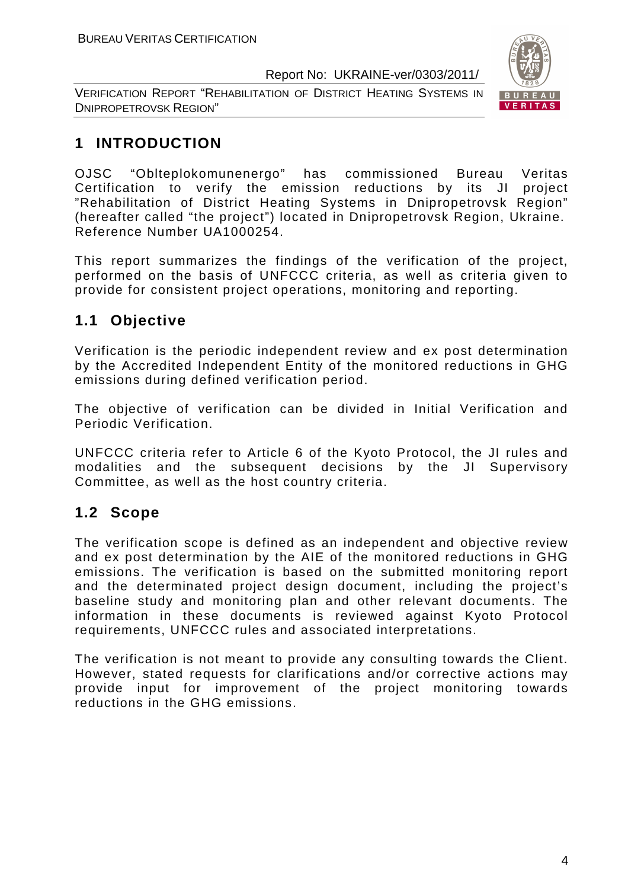# 1 INTRODUCTION

OJSC "Oblteplokomunenergo" has commissioned Bureau Veritas Certification to verify the emission reductions by its JI project "Rehabilitation of District Heating Systems in Dnipropetrovsk Region" (hereafter called "the project") located in Dnipropetrovsk Region, Ukraine. Reference Number UA1000254.

This report summarizes the findings of the verification of the project, performed on the basis of UNFCCC criteria, as well as criteria given to provide for consistent project operations, monitoring and reporting.

## 1.1 Objective

Verification is the periodic independent review and ex post determination by the Accredited Independent Entity of the monitored reductions in GHG emissions during defined verification period.

The objective of verification can be divided in Initial Verification and Periodic Verification.

UNFCCC criteria refer to Article 6 of the Kyoto Protocol, the JI rules and modalities and the subsequent decisions by the JI Supervisory Committee, as well as the host country criteria.

## 1.2 Scope

The verification scope is defined as an independent and objective review and ex post determination by the AIE of the monitored reductions in GHG emissions. The verification is based on the submitted monitoring report and the determinated project design document, including the project's baseline study and monitoring plan and other relevant documents. The information in these documents is reviewed against Kyoto Protocol requirements, UNFCCC rules and associated interpretations.

The verification is not meant to provide any consulting towards the Client. However, stated requests for clarifications and/or corrective actions may provide input for improvement of the project monitoring towards reductions in the GHG emissions.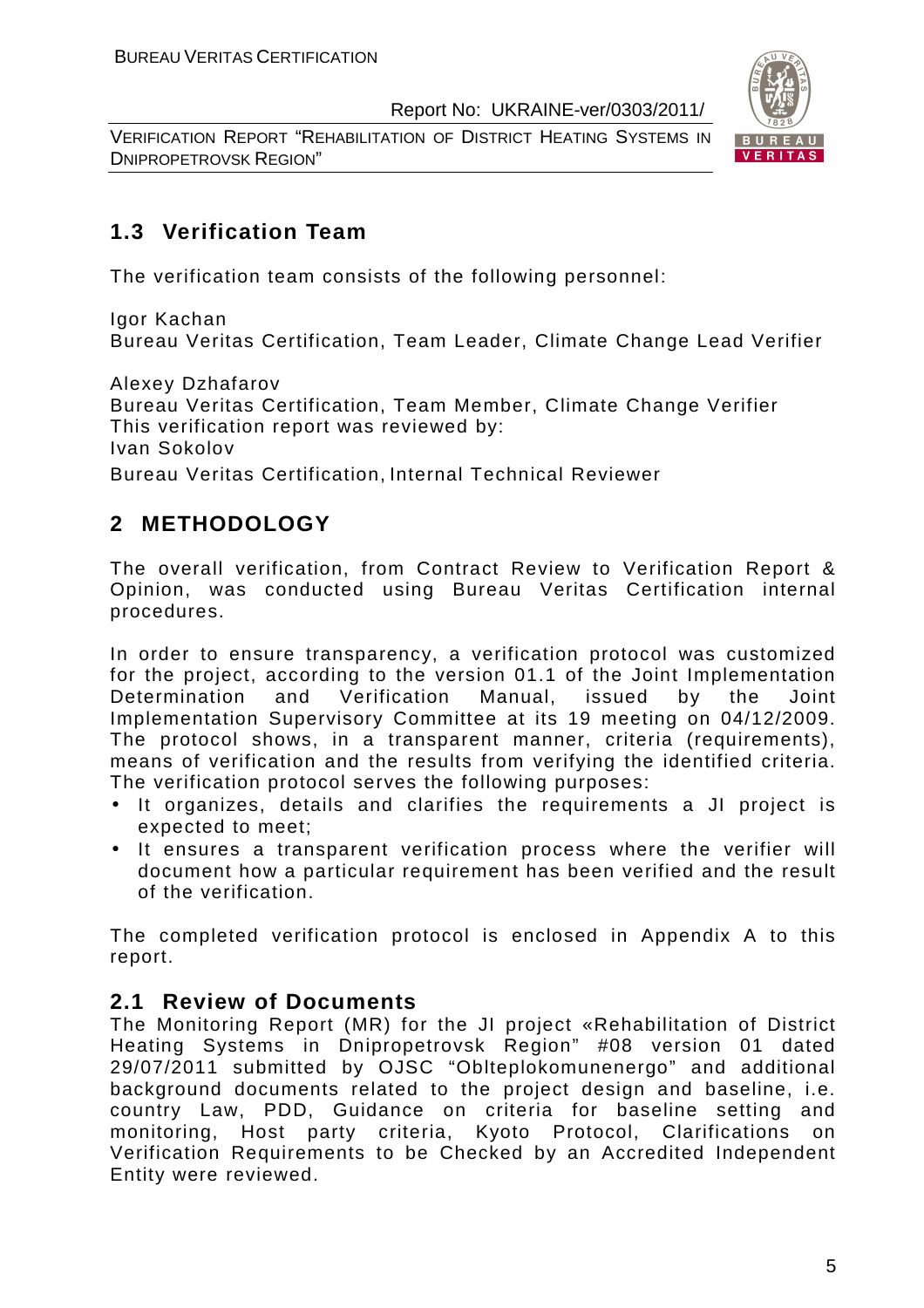## 1.3 Verification Team

The verification team consists of the following personnel:

Igor Kachan
Bureau Veritas Certification, Team Leader, Climate Change Lead Verifier

Alexey Dzhafarov
Bureau Veritas Certification, Team Member, Climate Change Verifier
This verification report was reviewed by:
Ivan Sokolov
Bureau Veritas Certification, Internal Technical Reviewer

# 2 METHODOLOGY

The overall verification, from Contract Review to Verification Report & Opinion, was conducted using Bureau Veritas Certification internal procedures.

In order to ensure transparency, a verification protocol was customized for the project, according to the version 01.1 of the Joint Implementation Determination and Verification Manual, issued by the Joint Implementation Supervisory Committee at its 19 meeting on 04/12/2009. The protocol shows, in a transparent manner, criteria (requirements), means of verification and the results from verifying the identified criteria. The verification protocol serves the following purposes:

- It organizes, details and clarifies the requirements a JI project is expected to meet;
- It ensures a transparent verification process where the verifier will document how a particular requirement has been verified and the result of the verification.

The completed verification protocol is enclosed in Appendix A to this report.

## 2.1 Review of Documents

The Monitoring Report (MR) for the JI project «Rehabilitation of District Heating Systems in Dnipropetrovsk Region" #08 version 01 dated 29/07/2011 submitted by OJSC "Oblteplokomunenergo" and additional background documents related to the project design and baseline, i.e. country Law, PDD, Guidance on criteria for baseline setting and monitoring, Host party criteria, Kyoto Protocol, Clarifications on Verification Requirements to be Checked by an Accredited Independent Entity were reviewed.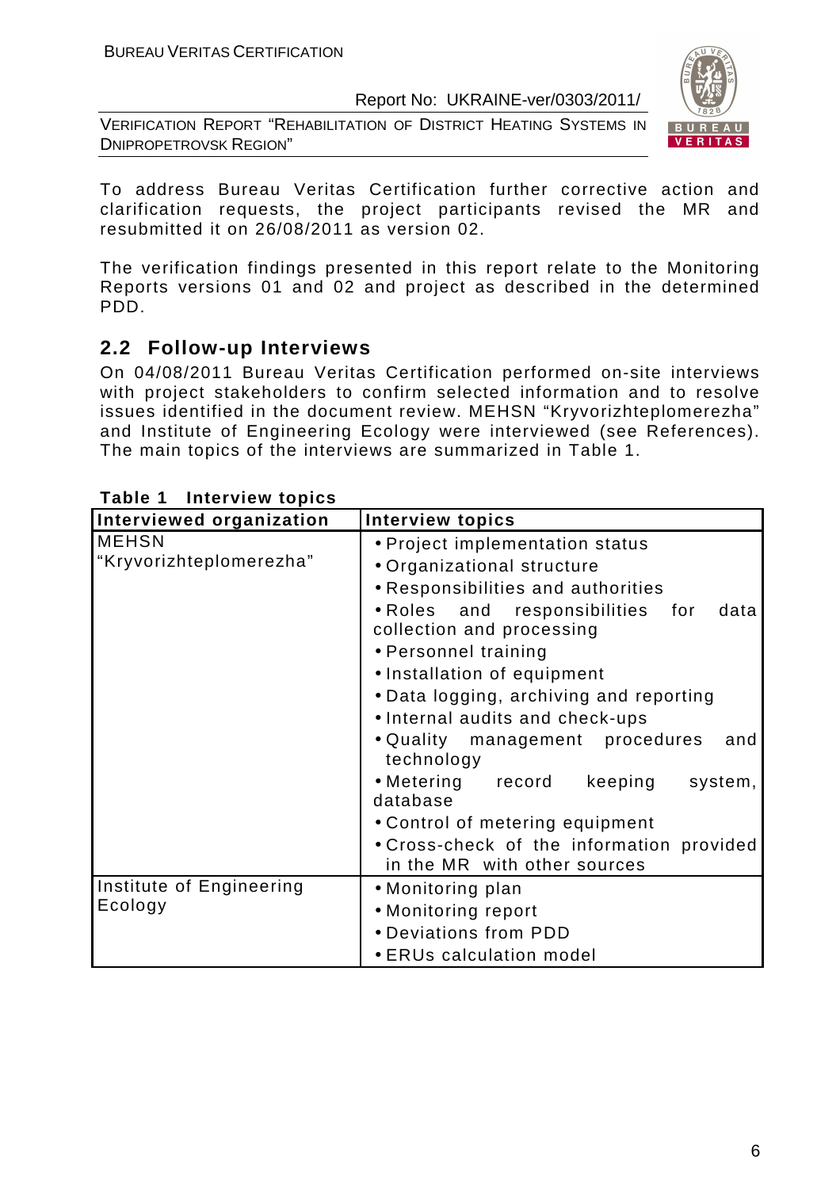To address Bureau Veritas Certification further corrective action and clarification requests, the project participants revised the MR and resubmitted it on 26/08/2011 as version 02.

The verification findings presented in this report relate to the Monitoring Reports versions 01 and 02 and project as described in the determined PDD.

## 2.2 Follow-up Interviews

On 04/08/2011 Bureau Veritas Certification performed on-site interviews with project stakeholders to confirm selected information and to resolve issues identified in the document review. MEHSN "Kryvorizhteplomerezha" and Institute of Engineering Ecology were interviewed (see References). The main topics of the interviews are summarized in Table 1.

**Table 1 Interview topics**

| Interviewed organization | Interview topics |
|---|---|
| MEHSN "Kryvorizhteplomerezha" | • Project implementation status<br>• Organizational structure<br>• Responsibilities and authorities<br>• Roles and responsibilities for data collection and processing<br>• Personnel training<br>• Installation of equipment<br>• Data logging, archiving and reporting<br>• Internal audits and check-ups<br>• Quality management procedures and technology<br>• Metering record keeping system, database<br>• Control of metering equipment<br>• Cross-check of the information provided in the MR with other sources |
| Institute of Engineering Ecology | • Monitoring plan<br>• Monitoring report<br>• Deviations from PDD<br>• ERUs calculation model |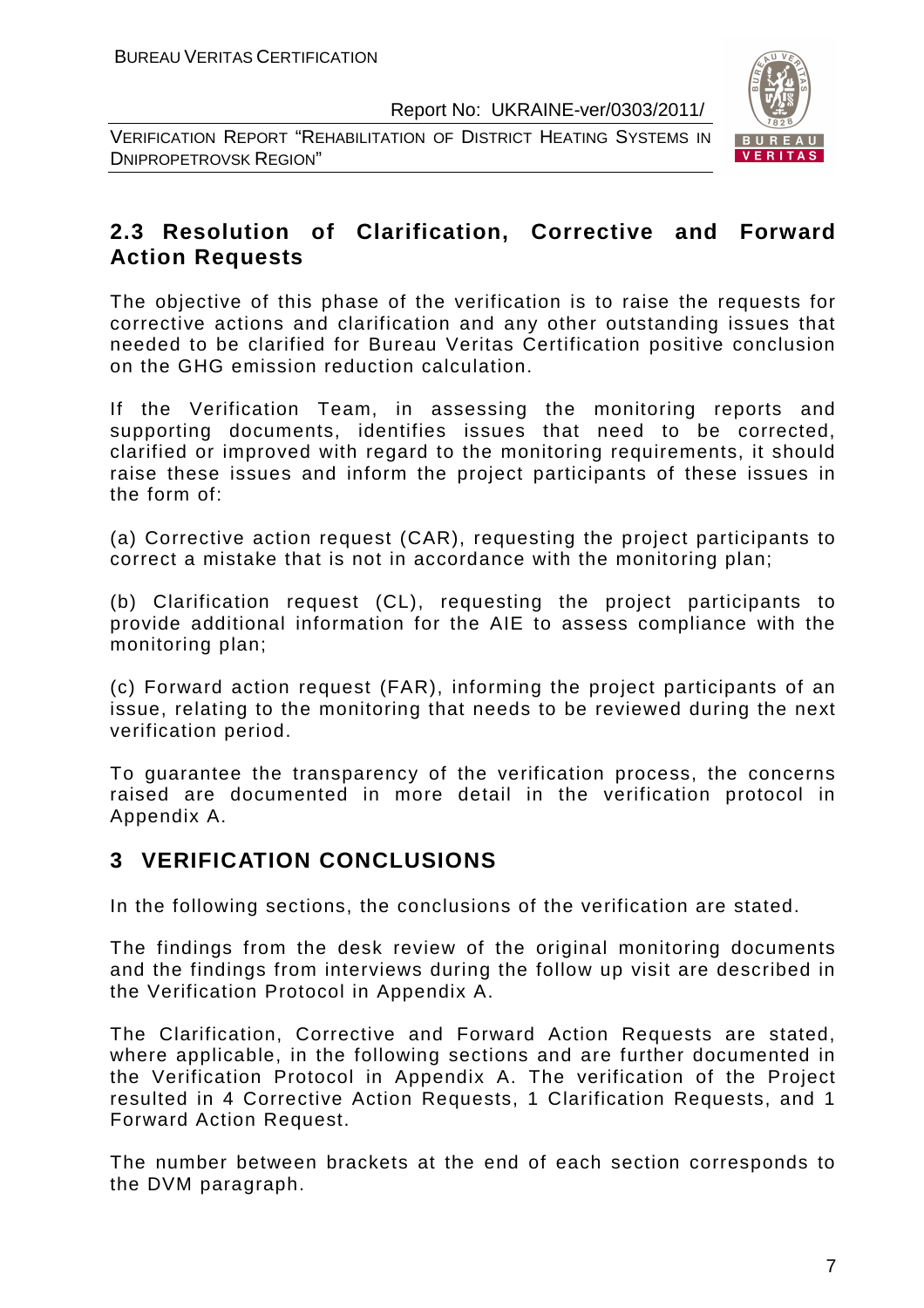## 2.3 Resolution of Clarification, Corrective and Forward Action Requests

The objective of this phase of the verification is to raise the requests for corrective actions and clarification and any other outstanding issues that needed to be clarified for Bureau Veritas Certification positive conclusion on the GHG emission reduction calculation.

If the Verification Team, in assessing the monitoring reports and supporting documents, identifies issues that need to be corrected, clarified or improved with regard to the monitoring requirements, it should raise these issues and inform the project participants of these issues in the form of:

(a) Corrective action request (CAR), requesting the project participants to correct a mistake that is not in accordance with the monitoring plan;

(b) Clarification request (CL), requesting the project participants to provide additional information for the AIE to assess compliance with the monitoring plan;

(c) Forward action request (FAR), informing the project participants of an issue, relating to the monitoring that needs to be reviewed during the next verification period.

To guarantee the transparency of the verification process, the concerns raised are documented in more detail in the verification protocol in Appendix A.

# 3 VERIFICATION CONCLUSIONS

In the following sections, the conclusions of the verification are stated.

The findings from the desk review of the original monitoring documents and the findings from interviews during the follow up visit are described in the Verification Protocol in Appendix A.

The Clarification, Corrective and Forward Action Requests are stated, where applicable, in the following sections and are further documented in the Verification Protocol in Appendix A. The verification of the Project resulted in 4 Corrective Action Requests, 1 Clarification Requests, and 1 Forward Action Request.

The number between brackets at the end of each section corresponds to the DVM paragraph.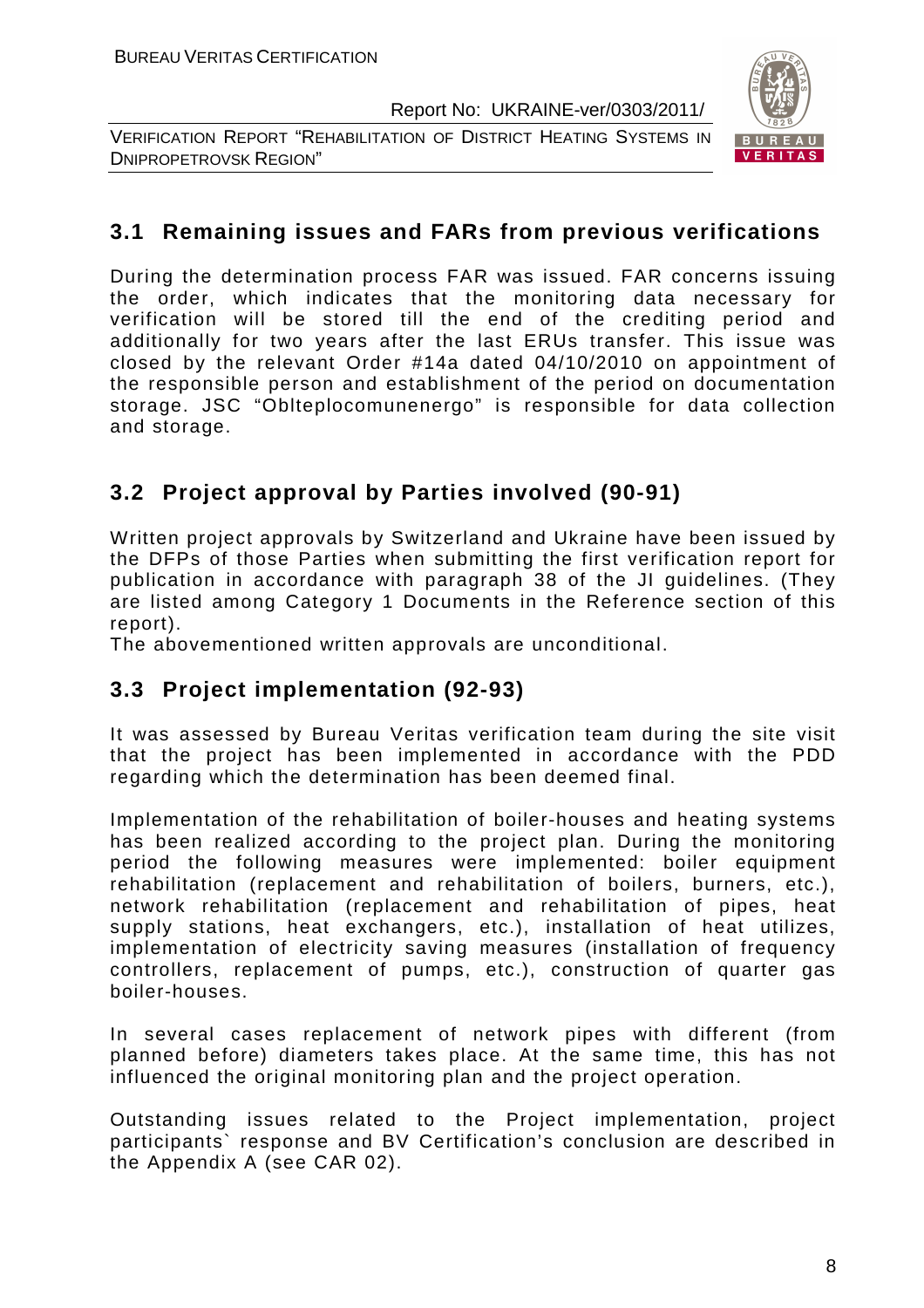## 3.1 Remaining issues and FARs from previous verifications

During the determination process FAR was issued. FAR concerns issuing the order, which indicates that the monitoring data necessary for verification will be stored till the end of the crediting period and additionally for two years after the last ERUs transfer. This issue was closed by the relevant Order #14a dated 04/10/2010 on appointment of the responsible person and establishment of the period on documentation storage. JSC "Oblteplocomunenergo" is responsible for data collection and storage.

## 3.2 Project approval by Parties involved (90-91)

Written project approvals by Switzerland and Ukraine have been issued by the DFPs of those Parties when submitting the first verification report for publication in accordance with paragraph 38 of the JI guidelines. (They are listed among Category 1 Documents in the Reference section of this report).

The abovementioned written approvals are unconditional.

## 3.3 Project implementation (92-93)

It was assessed by Bureau Veritas verification team during the site visit that the project has been implemented in accordance with the PDD regarding which the determination has been deemed final.

Implementation of the rehabilitation of boiler-houses and heating systems has been realized according to the project plan. During the monitoring period the following measures were implemented: boiler equipment rehabilitation (replacement and rehabilitation of boilers, burners, etc.), network rehabilitation (replacement and rehabilitation of pipes, heat supply stations, heat exchangers, etc.), installation of heat utilizes, implementation of electricity saving measures (installation of frequency controllers, replacement of pumps, etc.), construction of quarter gas boiler-houses.

In several cases replacement of network pipes with different (from planned before) diameters takes place. At the same time, this has not influenced the original monitoring plan and the project operation.

Outstanding issues related to the Project implementation, project participants` response and BV Certification's conclusion are described in the Appendix A (see CAR 02).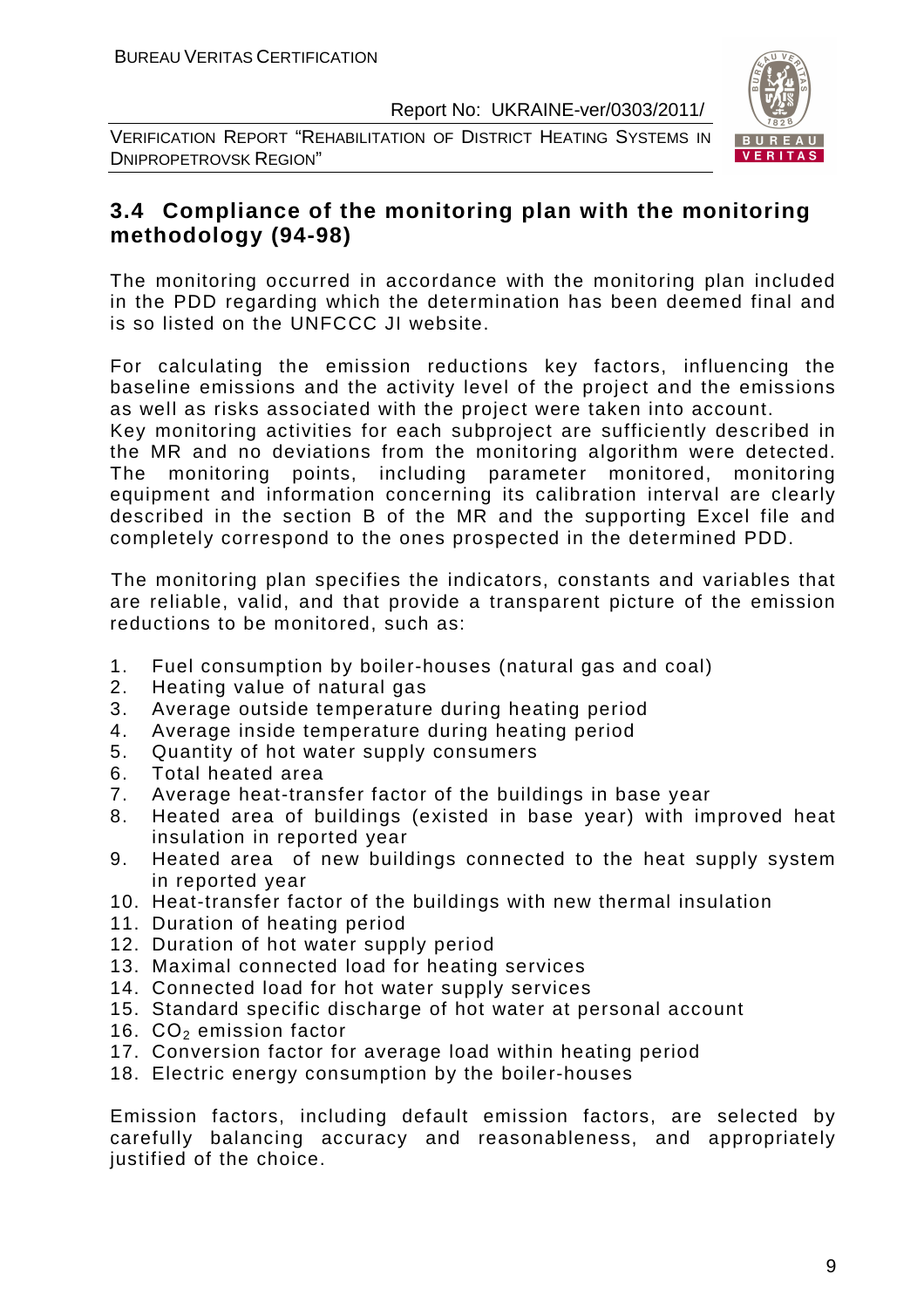## 3.4 Compliance of the monitoring plan with the monitoring methodology (94-98)

The monitoring occurred in accordance with the monitoring plan included in the PDD regarding which the determination has been deemed final and is so listed on the UNFCCC JI website.

For calculating the emission reductions key factors, influencing the baseline emissions and the activity level of the project and the emissions as well as risks associated with the project were taken into account.
Key monitoring activities for each subproject are sufficiently described in the MR and no deviations from the monitoring algorithm were detected. The monitoring points, including parameter monitored, monitoring equipment and information concerning its calibration interval are clearly described in the section B of the MR and the supporting Excel file and completely correspond to the ones prospected in the determined PDD.

The monitoring plan specifies the indicators, constants and variables that are reliable, valid, and that provide a transparent picture of the emission reductions to be monitored, such as:

1. Fuel consumption by boiler-houses (natural gas and coal)
2. Heating value of natural gas
3. Average outside temperature during heating period
4. Average inside temperature during heating period
5. Quantity of hot water supply consumers
6. Total heated area
7. Average heat-transfer factor of the buildings in base year
8. Heated area of buildings (existed in base year) with improved heat insulation in reported year
9. Heated area of new buildings connected to the heat supply system in reported year
10. Heat-transfer factor of the buildings with new thermal insulation
11. Duration of heating period
12. Duration of hot water supply period
13. Maximal connected load for heating services
14. Connected load for hot water supply services
15. Standard specific discharge of hot water at personal account
16. $CO_2$ emission factor
17. Conversion factor for average load within heating period
18. Electric energy consumption by the boiler-houses

Emission factors, including default emission factors, are selected by carefully balancing accuracy and reasonableness, and appropriately justified of the choice.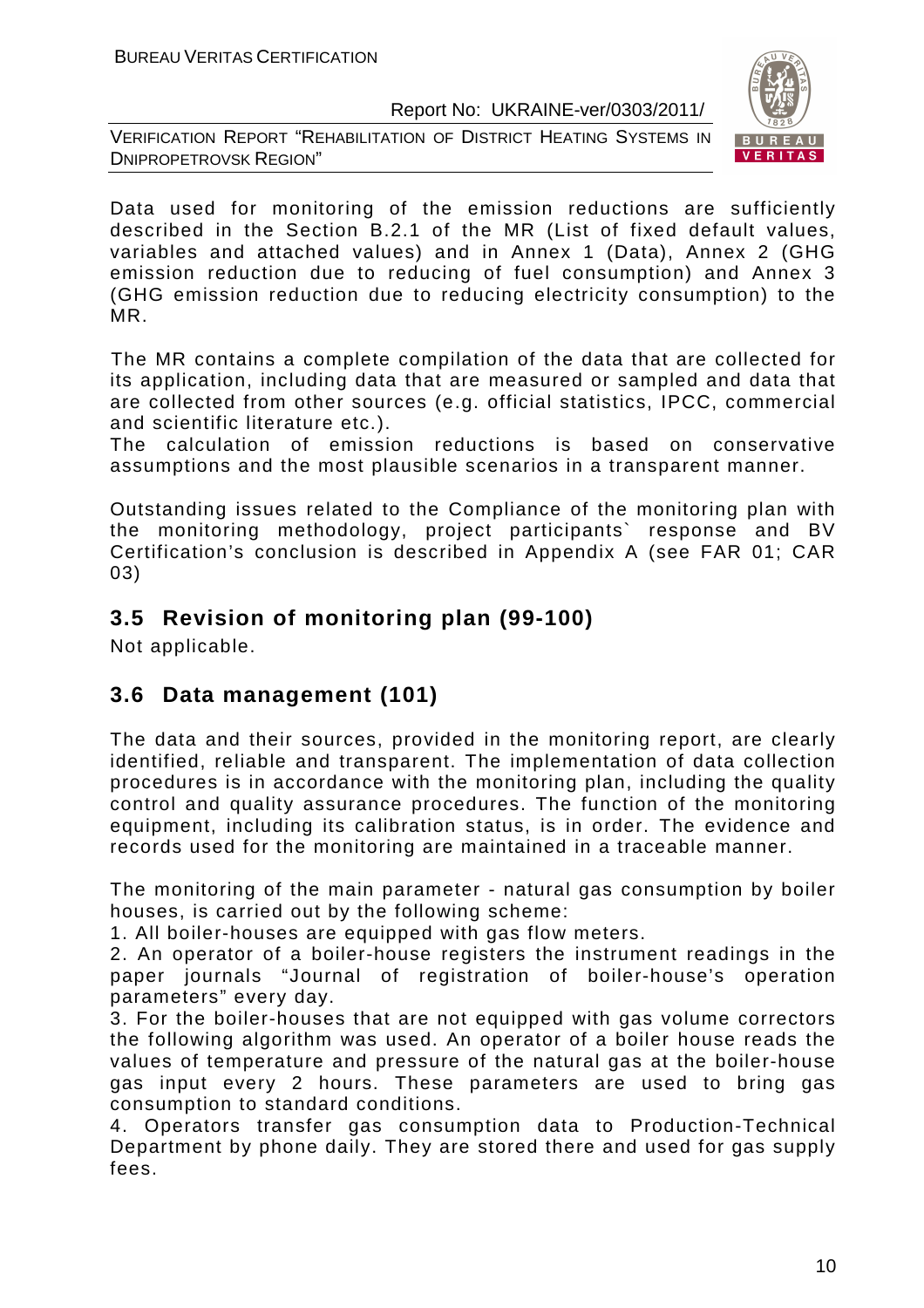Data used for monitoring of the emission reductions are sufficiently described in the Section B.2.1 of the MR (List of fixed default values, variables and attached values) and in Annex 1 (Data), Annex 2 (GHG emission reduction due to reducing of fuel consumption) and Annex 3 (GHG emission reduction due to reducing electricity consumption) to the MR.

The MR contains a complete compilation of the data that are collected for its application, including data that are measured or sampled and data that are collected from other sources (e.g. official statistics, IPCC, commercial and scientific literature etc.).
The calculation of emission reductions is based on conservative assumptions and the most plausible scenarios in a transparent manner.

Outstanding issues related to the Compliance of the monitoring plan with the monitoring methodology, project participants` response and BV Certification's conclusion is described in Appendix A (see FAR 01; CAR 03)

## 3.5 Revision of monitoring plan (99-100)

Not applicable.

## 3.6 Data management (101)

The data and their sources, provided in the monitoring report, are clearly identified, reliable and transparent. The implementation of data collection procedures is in accordance with the monitoring plan, including the quality control and quality assurance procedures. The function of the monitoring equipment, including its calibration status, is in order. The evidence and records used for the monitoring are maintained in a traceable manner.

The monitoring of the main parameter - natural gas consumption by boiler houses, is carried out by the following scheme:

1. All boiler-houses are equipped with gas flow meters.
2. An operator of a boiler-house registers the instrument readings in the paper journals "Journal of registration of boiler-house's operation parameters" every day.
3. For the boiler-houses that are not equipped with gas volume correctors the following algorithm was used. An operator of a boiler house reads the values of temperature and pressure of the natural gas at the boiler-house gas input every 2 hours. These parameters are used to bring gas consumption to standard conditions.
4. Operators transfer gas consumption data to Production-Technical Department by phone daily. They are stored there and used for gas supply fees.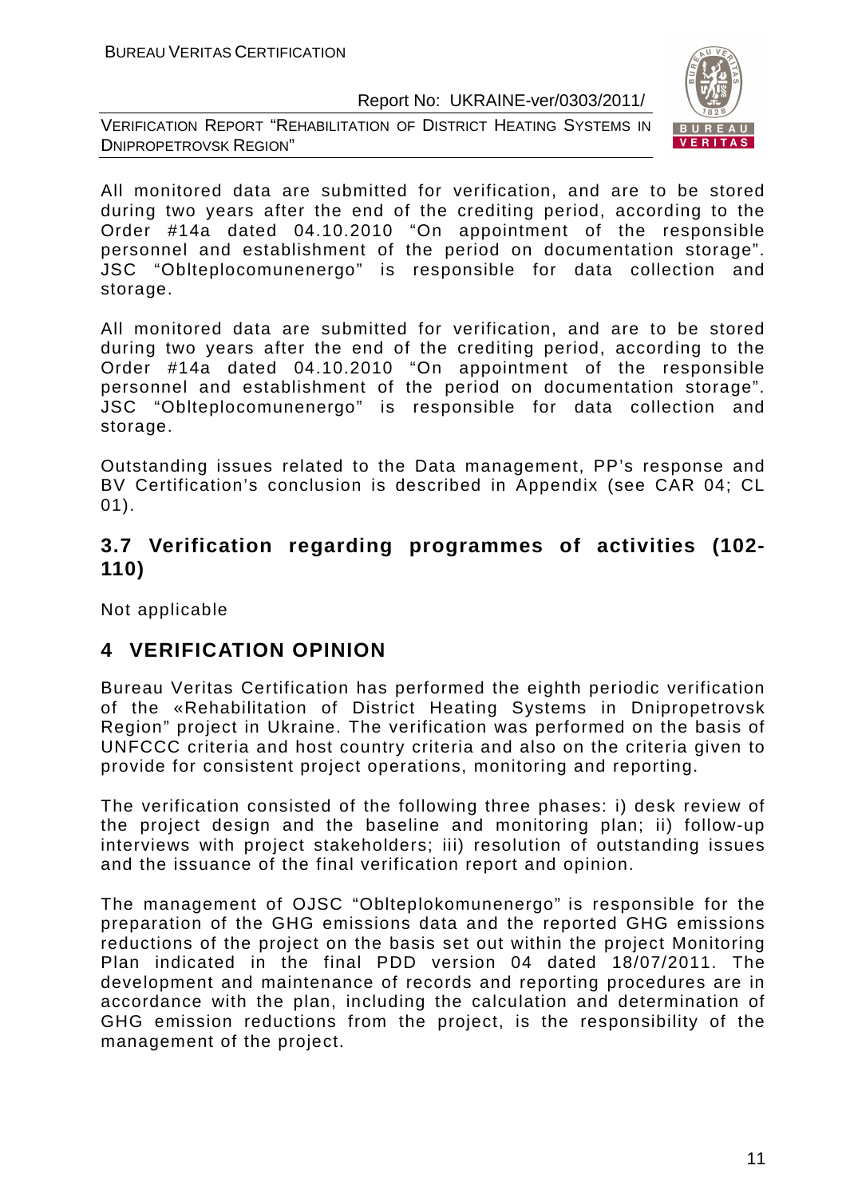All monitored data are submitted for verification, and are to be stored during two years after the end of the crediting period, according to the Order #14a dated 04.10.2010 "On appointment of the responsible personnel and establishment of the period on documentation storage". JSC "Oblteplocomunenergo" is responsible for data collection and storage.

All monitored data are submitted for verification, and are to be stored during two years after the end of the crediting period, according to the Order #14a dated 04.10.2010 "On appointment of the responsible personnel and establishment of the period on documentation storage". JSC "Oblteplocomunenergo" is responsible for data collection and storage.

Outstanding issues related to the Data management, PP's response and BV Certification's conclusion is described in Appendix (see CAR 04; CL 01).

### 3.7 Verification regarding programmes of activities (102-110)

Not applicable

## 4 VERIFICATION OPINION

Bureau Veritas Certification has performed the eighth periodic verification of the «Rehabilitation of District Heating Systems in Dnipropetrovsk Region" project in Ukraine. The verification was performed on the basis of UNFCCC criteria and host country criteria and also on the criteria given to provide for consistent project operations, monitoring and reporting.

The verification consisted of the following three phases: i) desk review of the project design and the baseline and monitoring plan; ii) follow-up interviews with project stakeholders; iii) resolution of outstanding issues and the issuance of the final verification report and opinion.

The management of OJSC "Oblteplokomunenergo" is responsible for the preparation of the GHG emissions data and the reported GHG emissions reductions of the project on the basis set out within the project Monitoring Plan indicated in the final PDD version 04 dated 18/07/2011. The development and maintenance of records and reporting procedures are in accordance with the plan, including the calculation and determination of GHG emission reductions from the project, is the responsibility of the management of the project.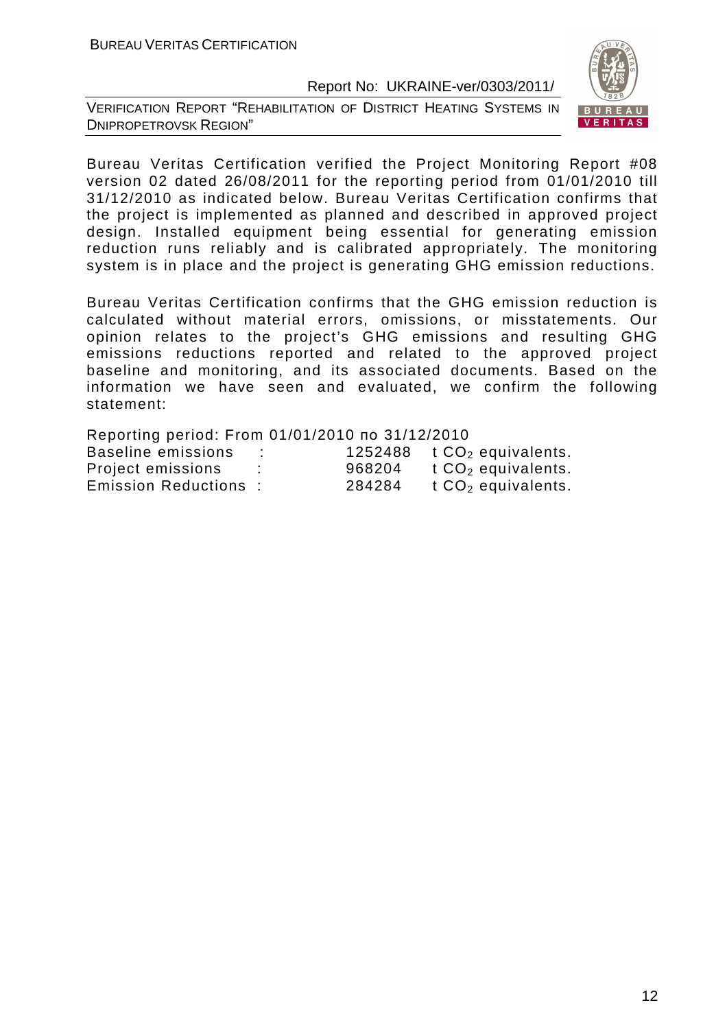Bureau Veritas Certification verified the Project Monitoring Report #08 version 02 dated 26/08/2011 for the reporting period from 01/01/2010 till 31/12/2010 as indicated below. Bureau Veritas Certification confirms that the project is implemented as planned and described in approved project design. Installed equipment being essential for generating emission reduction runs reliably and is calibrated appropriately. The monitoring system is in place and the project is generating GHG emission reductions.

Bureau Veritas Certification confirms that the GHG emission reduction is calculated without material errors, omissions, or misstatements. Our opinion relates to the project's GHG emissions and resulting GHG emissions reductions reported and related to the approved project baseline and monitoring, and its associated documents. Based on the information we have seen and evaluated, we confirm the following statement:

Reporting period: From 01/01/2010 по 31/12/2010

| | | | |
|---|---|---|---|
| Baseline emissions | : | 1252488 | t $CO_2$ equivalents. |
| Project emissions | : | 968204 | t $CO_2$ equivalents. |
| Emission Reductions | : | 284284 | t $CO_2$ equivalents. |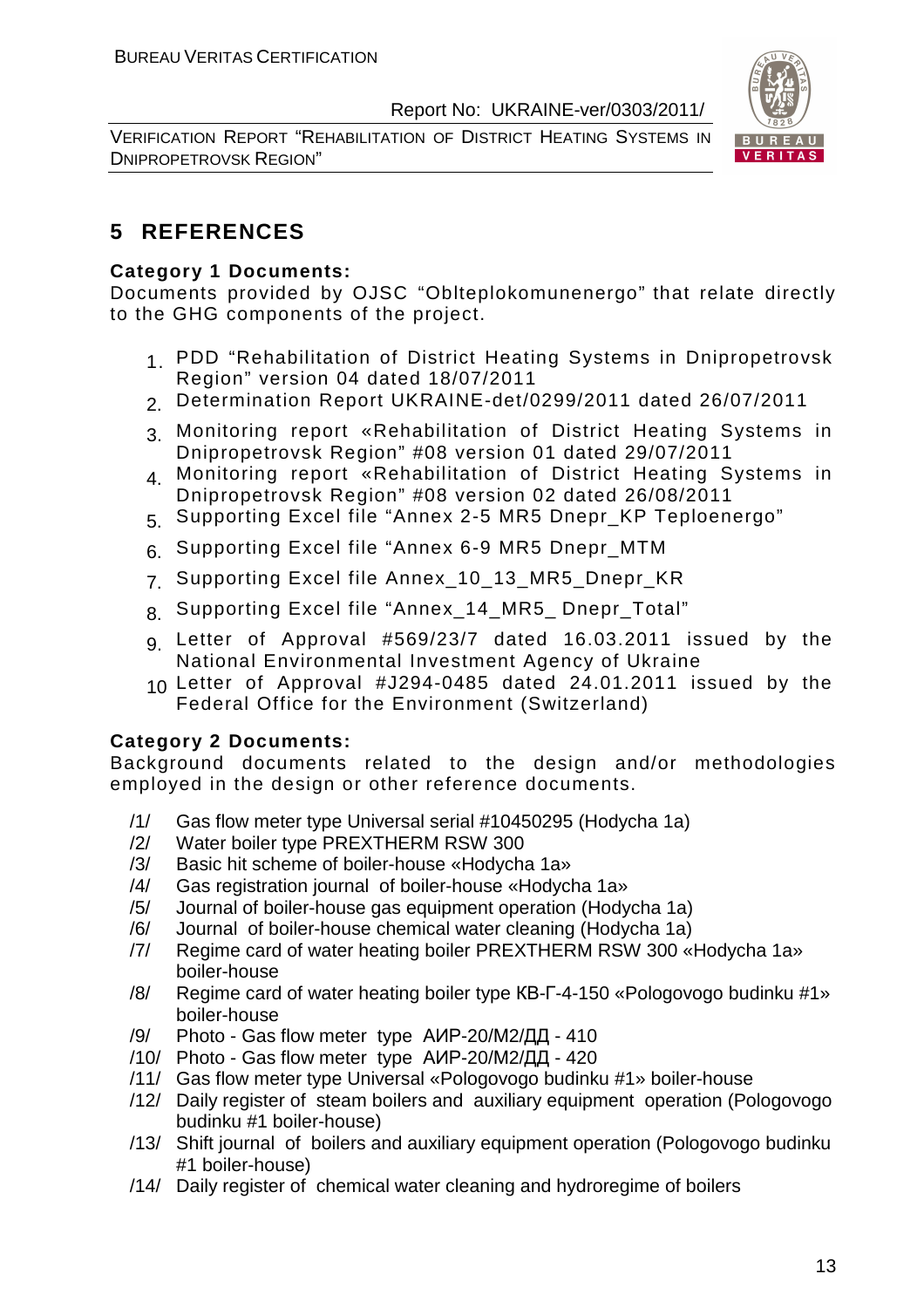# 5 REFERENCES

**Category 1 Documents:**

Documents provided by OJSC "Oblteplokomunenergo" that relate directly to the GHG components of the project.

1. PDD "Rehabilitation of District Heating Systems in Dnipropetrovsk Region" version 04 dated 18/07/2011
2. Determination Report UKRAINE-det/0299/2011 dated 26/07/2011
3. Monitoring report «Rehabilitation of District Heating Systems in Dnipropetrovsk Region" #08 version 01 dated 29/07/2011
4. Monitoring report «Rehabilitation of District Heating Systems in Dnipropetrovsk Region" #08 version 02 dated 26/08/2011
5. Supporting Excel file "Annex 2-5 MR5 Dnepr_KP Teploenergo"
6. Supporting Excel file "Annex 6-9 MR5 Dnepr_MTM
7. Supporting Excel file Annex_10_13_MR5_Dnepr_KR
8. Supporting Excel file "Annex_14_MR5_ Dnepr_Total"
9. Letter of Approval #569/23/7 dated 16.03.2011 issued by the National Environmental Investment Agency of Ukraine
10. Letter of Approval #J294-0485 dated 24.01.2011 issued by the Federal Office for the Environment (Switzerland)

**Category 2 Documents:**

Background documents related to the design and/or methodologies employed in the design or other reference documents.

/1/ Gas flow meter type Universal serial #10450295 (Hodycha 1a)
/2/ Water boiler type PREXTHERM RSW 300
/3/ Basic hit scheme of boiler-house «Hodycha 1a»
/4/ Gas registration journal of boiler-house «Hodycha 1a»
/5/ Journal of boiler-house gas equipment operation (Hodycha 1a)
/6/ Journal of boiler-house chemical water cleaning (Hodycha 1a)
/7/ Regime card of water heating boiler PREXTHERM RSW 300 «Hodycha 1a» boiler-house
/8/ Regime card of water heating boiler type КВ-Г-4-150 «Pologovogo budinku #1» boiler-house
/9/ Photo - Gas flow meter type АИР-20/М2/ДД - 410
/10/ Photo - Gas flow meter type АИР-20/М2/ДД - 420
/11/ Gas flow meter type Universal «Pologovogo budinku #1» boiler-house
/12/ Daily register of steam boilers and auxiliary equipment operation (Pologovogo budinku #1 boiler-house)
/13/ Shift journal of boilers and auxiliary equipment operation (Pologovogo budinku #1 boiler-house)
/14/ Daily register of chemical water cleaning and hydroregime of boilers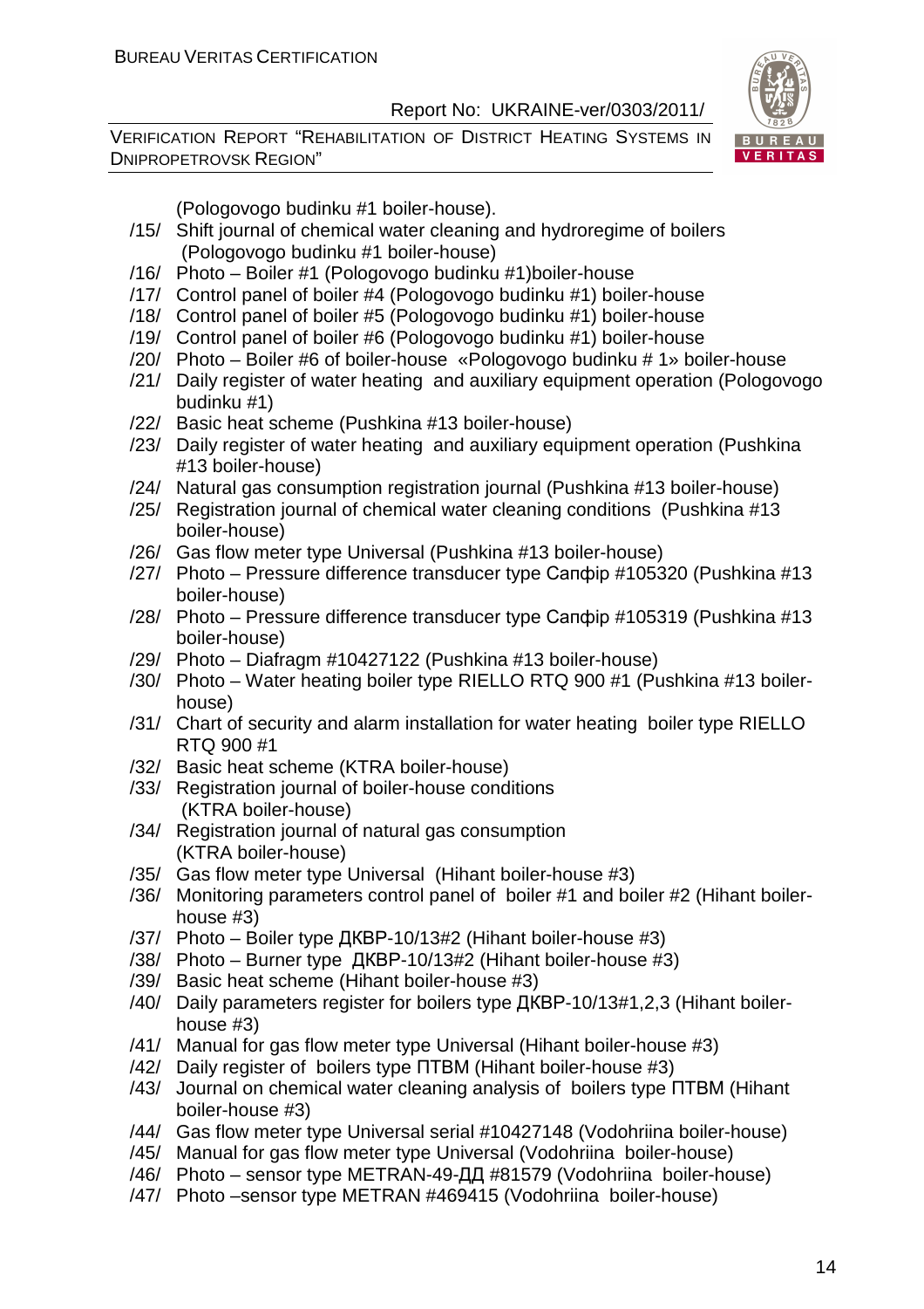(Pologovogo budinku #1 boiler-house).

/15/ Shift journal of chemical water cleaning and hydroregime of boilers (Pologovogo budinku #1 boiler-house)

/16/ Photo – Boiler #1 (Pologovogo budinku #1)boiler-house

/17/ Control panel of boiler #4 (Pologovogo budinku #1) boiler-house

/18/ Control panel of boiler #5 (Pologovogo budinku #1) boiler-house

/19/ Control panel of boiler #6 (Pologovogo budinku #1) boiler-house

/20/ Photo – Boiler #6 of boiler-house «Pologovogo budinku # 1» boiler-house

/21/ Daily register of water heating and auxiliary equipment operation (Pologovogo budinku #1)

/22/ Basic heat scheme (Pushkina #13 boiler-house)

/23/ Daily register of water heating and auxiliary equipment operation (Pushkina #13 boiler-house)

/24/ Natural gas consumption registration journal (Pushkina #13 boiler-house)

/25/ Registration journal of chemical water cleaning conditions (Pushkina #13 boiler-house)

/26/ Gas flow meter type Universal (Pushkina #13 boiler-house)

/27/ Photo – Pressure difference transducer type Сапфір #105320 (Pushkina #13 boiler-house)

/28/ Photo – Pressure difference transducer type Сапфір #105319 (Pushkina #13 boiler-house)

/29/ Photo – Diafragm #10427122 (Pushkina #13 boiler-house)

/30/ Photo – Water heating boiler type RIELLO RTQ 900 #1 (Pushkina #13 boiler-house)

/31/ Chart of security and alarm installation for water heating boiler type RIELLO RTQ 900 #1

/32/ Basic heat scheme (KTRA boiler-house)

/33/ Registration journal of boiler-house conditions (KTRA boiler-house)

/34/ Registration journal of natural gas consumption (KTRA boiler-house)

/35/ Gas flow meter type Universal (Hihant boiler-house #3)

/36/ Monitoring parameters control panel of boiler #1 and boiler #2 (Hihant boiler-house #3)

/37/ Photo – Boiler type ДКВР-10/13#2 (Hihant boiler-house #3)

/38/ Photo – Burner type ДКВР-10/13#2 (Hihant boiler-house #3)

/39/ Basic heat scheme (Hihant boiler-house #3)

/40/ Daily parameters register for boilers type ДКВР-10/13#1,2,3 (Hihant boiler-house #3)

/41/ Manual for gas flow meter type Universal (Hihant boiler-house #3)

/42/ Daily register of boilers type ПТВМ (Hihant boiler-house #3)

/43/ Journal on chemical water cleaning analysis of boilers type ПТВМ (Hihant boiler-house #3)

/44/ Gas flow meter type Universal serial #10427148 (Vodohriina boiler-house)

/45/ Manual for gas flow meter type Universal (Vodohriina boiler-house)

/46/ Photo – sensor type METRAN-49-ДД #81579 (Vodohriina boiler-house)

/47/ Photo –sensor type METRAN #469415 (Vodohriina boiler-house)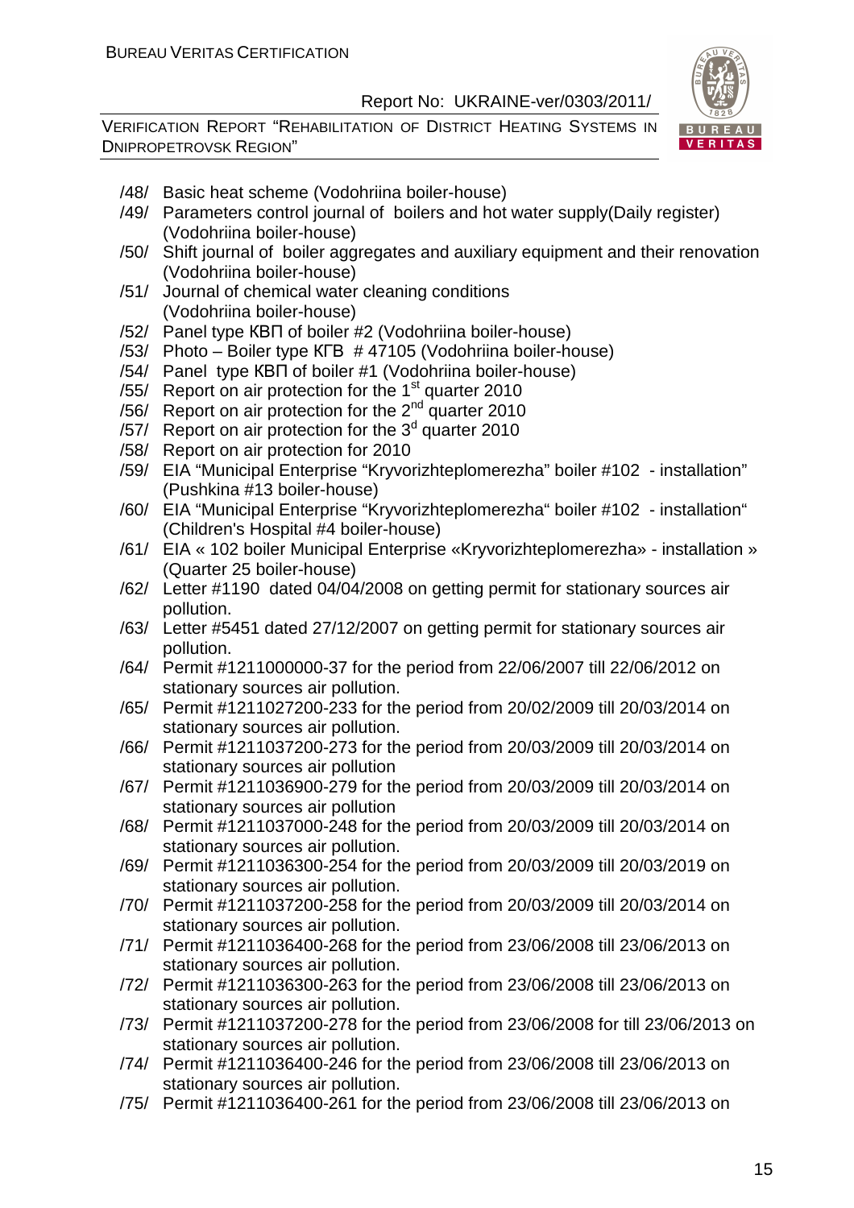/48/ Basic heat scheme (Vodohriina boiler-house)

/49/ Parameters control journal of boilers and hot water supply(Daily register) (Vodohriina boiler-house)

/50/ Shift journal of boiler aggregates and auxiliary equipment and their renovation (Vodohriina boiler-house)

/51/ Journal of chemical water cleaning conditions (Vodohriina boiler-house)

/52/ Panel type КВП of boiler #2 (Vodohriina boiler-house)

/53/ Photo – Boiler type КГВ # 47105 (Vodohriina boiler-house)

/54/ Panel type КВП of boiler #1 (Vodohriina boiler-house)

/55/ Report on air protection for the 1st quarter 2010

/56/ Report on air protection for the 2nd quarter 2010

/57/ Report on air protection for the 3d quarter 2010

/58/ Report on air protection for 2010

/59/ EIA "Municipal Enterprise "Kryvorizhteplomerezha" boiler #102 - installation" (Pushkina #13 boiler-house)

/60/ EIA "Municipal Enterprise "Kryvorizhteplomerezha" boiler #102 - installation" (Children's Hospital #4 boiler-house)

/61/ EIA « 102 boiler Municipal Enterprise «Kryvorizhteplomerezha» - installation » (Quarter 25 boiler-house)

/62/ Letter #1190 dated 04/04/2008 on getting permit for stationary sources air pollution.

/63/ Letter #5451 dated 27/12/2007 on getting permit for stationary sources air pollution.

/64/ Permit #1211000000-37 for the period from 22/06/2007 till 22/06/2012 on stationary sources air pollution.

/65/ Permit #1211027200-233 for the period from 20/02/2009 till 20/03/2014 on stationary sources air pollution.

/66/ Permit #1211037200-273 for the period from 20/03/2009 till 20/03/2014 on stationary sources air pollution

/67/ Permit #1211036900-279 for the period from 20/03/2009 till 20/03/2014 on stationary sources air pollution

/68/ Permit #1211037000-248 for the period from 20/03/2009 till 20/03/2014 on stationary sources air pollution.

/69/ Permit #1211036300-254 for the period from 20/03/2009 till 20/03/2019 on stationary sources air pollution.

/70/ Permit #1211037200-258 for the period from 20/03/2009 till 20/03/2014 on stationary sources air pollution.

/71/ Permit #1211036400-268 for the period from 23/06/2008 till 23/06/2013 on stationary sources air pollution.

/72/ Permit #1211036300-263 for the period from 23/06/2008 till 23/06/2013 on stationary sources air pollution.

/73/ Permit #1211037200-278 for the period from 23/06/2008 for till 23/06/2013 on stationary sources air pollution.

/74/ Permit #1211036400-246 for the period from 23/06/2008 till 23/06/2013 on stationary sources air pollution.

/75/ Permit #1211036400-261 for the period from 23/06/2008 till 23/06/2013 on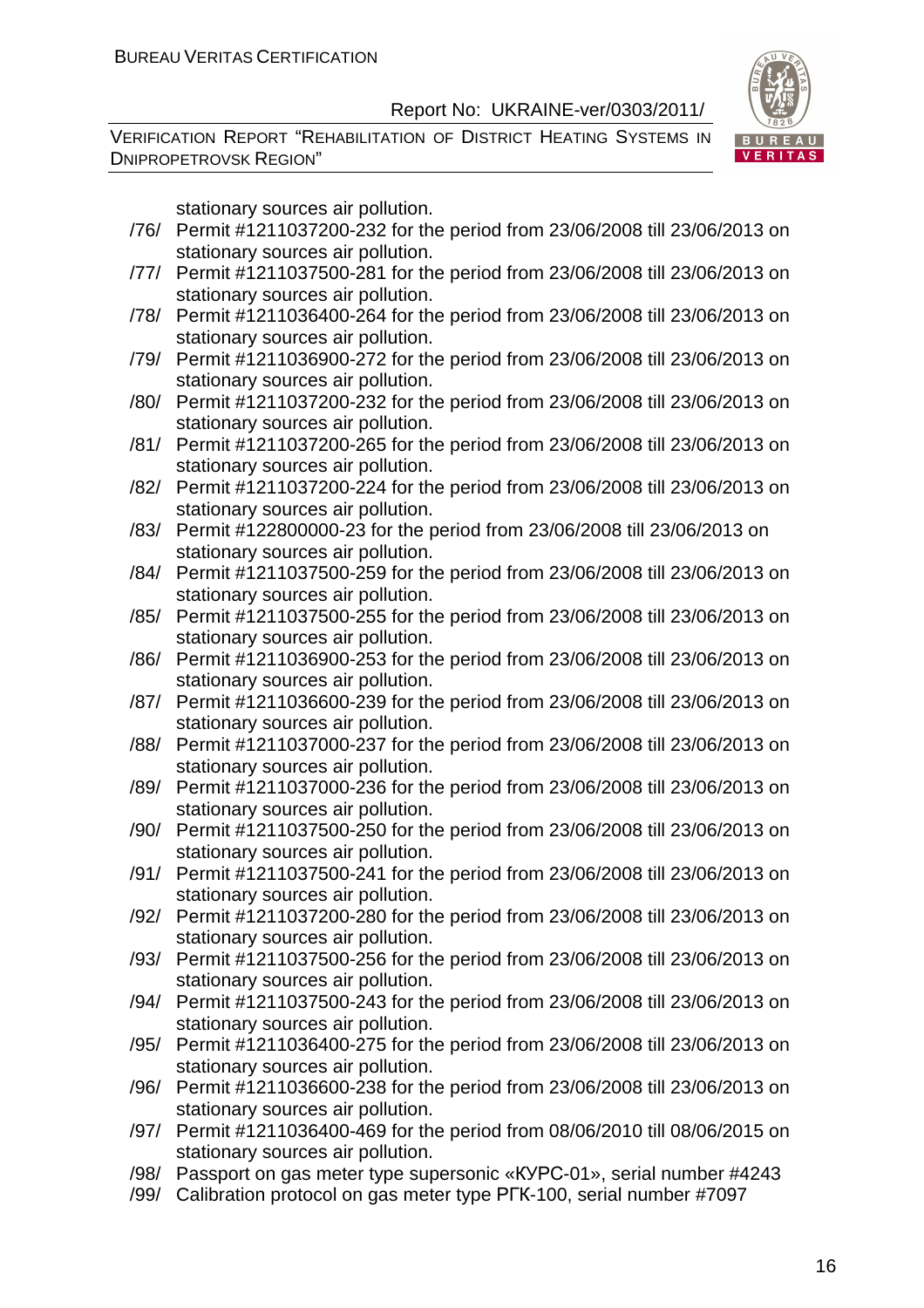stationary sources air pollution.

/76/ Permit #1211037200-232 for the period from 23/06/2008 till 23/06/2013 on stationary sources air pollution.

/77/ Permit #1211037500-281 for the period from 23/06/2008 till 23/06/2013 on stationary sources air pollution.

/78/ Permit #1211036400-264 for the period from 23/06/2008 till 23/06/2013 on stationary sources air pollution.

/79/ Permit #1211036900-272 for the period from 23/06/2008 till 23/06/2013 on stationary sources air pollution.

/80/ Permit #1211037200-232 for the period from 23/06/2008 till 23/06/2013 on stationary sources air pollution.

/81/ Permit #1211037200-265 for the period from 23/06/2008 till 23/06/2013 on stationary sources air pollution.

/82/ Permit #1211037200-224 for the period from 23/06/2008 till 23/06/2013 on stationary sources air pollution.

/83/ Permit #122800000-23 for the period from 23/06/2008 till 23/06/2013 on stationary sources air pollution.

/84/ Permit #1211037500-259 for the period from 23/06/2008 till 23/06/2013 on stationary sources air pollution.

/85/ Permit #1211037500-255 for the period from 23/06/2008 till 23/06/2013 on stationary sources air pollution.

/86/ Permit #1211036900-253 for the period from 23/06/2008 till 23/06/2013 on stationary sources air pollution.

/87/ Permit #1211036600-239 for the period from 23/06/2008 till 23/06/2013 on stationary sources air pollution.

/88/ Permit #1211037000-237 for the period from 23/06/2008 till 23/06/2013 on stationary sources air pollution.

/89/ Permit #1211037000-236 for the period from 23/06/2008 till 23/06/2013 on stationary sources air pollution.

/90/ Permit #1211037500-250 for the period from 23/06/2008 till 23/06/2013 on stationary sources air pollution.

/91/ Permit #1211037500-241 for the period from 23/06/2008 till 23/06/2013 on stationary sources air pollution.

/92/ Permit #1211037200-280 for the period from 23/06/2008 till 23/06/2013 on stationary sources air pollution.

/93/ Permit #1211037500-256 for the period from 23/06/2008 till 23/06/2013 on stationary sources air pollution.

/94/ Permit #1211037500-243 for the period from 23/06/2008 till 23/06/2013 on stationary sources air pollution.

/95/ Permit #1211036400-275 for the period from 23/06/2008 till 23/06/2013 on stationary sources air pollution.

/96/ Permit #1211036600-238 for the period from 23/06/2008 till 23/06/2013 on stationary sources air pollution.

/97/ Permit #1211036400-469 for the period from 08/06/2010 till 08/06/2015 on stationary sources air pollution.

/98/ Passport on gas meter type supersonic «КУРС-01», serial number #4243

/99/ Calibration protocol on gas meter type РГК-100, serial number #7097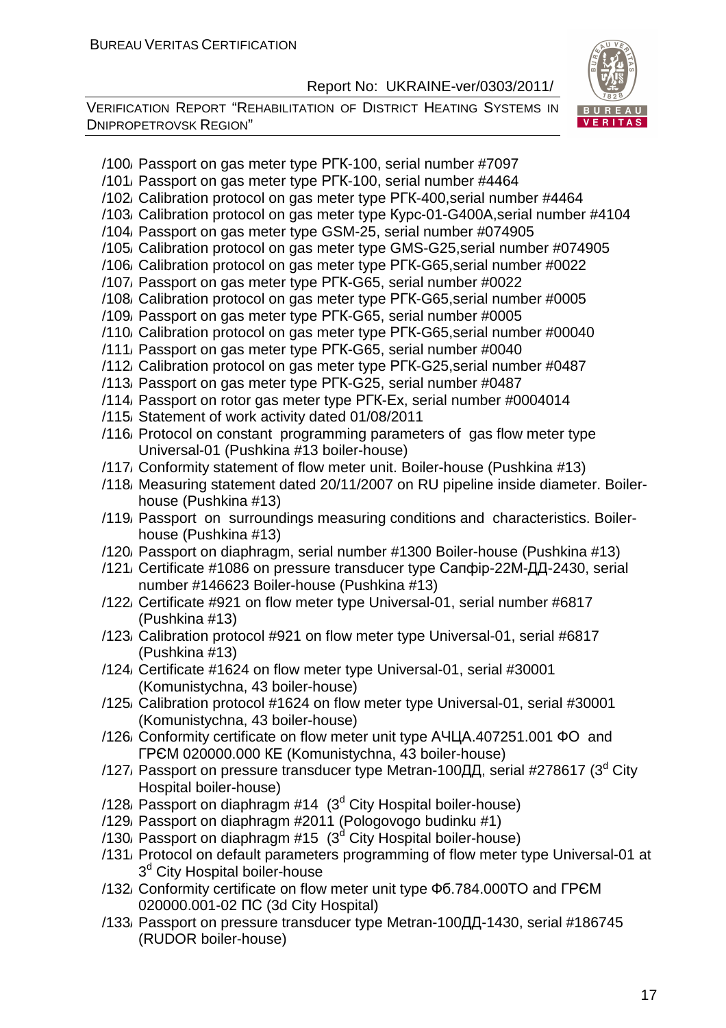/100/ Passport on gas meter type РГК-100, serial number #7097

/101/ Passport on gas meter type РГК-100, serial number #4464

/102/ Calibration protocol on gas meter type РГК-400,serial number #4464

/103/ Calibration protocol on gas meter type Курс-01-G400A,serial number #4104

/104/ Passport on gas meter type GSM-25, serial number #074905

/105/ Calibration protocol on gas meter type GMS-G25,serial number #074905

/106/ Calibration protocol on gas meter type РГК-G65,serial number #0022

/107/ Passport on gas meter type РГК-G65, serial number #0022

/108/ Calibration protocol on gas meter type РГК-G65,serial number #0005

/109/ Passport on gas meter type РГК-G65, serial number #0005

/110/ Calibration protocol on gas meter type РГК-G65,serial number #00040

/111/ Passport on gas meter type РГК-G65, serial number #0040

/112/ Calibration protocol on gas meter type РГК-G25,serial number #0487

/113/ Passport on gas meter type РГК-G25, serial number #0487

/114/ Passport on rotor gas meter type РГК-Ex, serial number #0004014

/115/ Statement of work activity dated 01/08/2011

/116/ Protocol on constant programming parameters of gas flow meter type Universal-01 (Pushkina #13 boiler-house)

/117/ Conformity statement of flow meter unit. Boiler-house (Pushkina #13)

/118/ Measuring statement dated 20/11/2007 on RU pipeline inside diameter. Boiler-house (Pushkina #13)

/119/ Passport on surroundings measuring conditions and characteristics. Boiler-house (Pushkina #13)

/120/ Passport on diaphragm, serial number #1300 Boiler-house (Pushkina #13)

/121/ Certificate #1086 on pressure transducer type Сапфір-22М-ДД-2430, serial number #146623 Boiler-house (Pushkina #13)

/122/ Certificate #921 on flow meter type Universal-01, serial number #6817 (Pushkina #13)

/123/ Calibration protocol #921 on flow meter type Universal-01, serial #6817 (Pushkina #13)

/124/ Certificate #1624 on flow meter type Universal-01, serial #30001 (Komunistychna, 43 boiler-house)

/125/ Calibration protocol #1624 on flow meter type Universal-01, serial #30001 (Komunistychna, 43 boiler-house)

/126/ Conformity certificate on flow meter unit type АЧЦА.407251.001 ФО and ГРЄМ 020000.000 КЕ (Komunistychna, 43 boiler-house)

/127/ Passport on pressure transducer type Metran-100ДД, serial #278617 (3[d] City Hospital boiler-house)

/128/ Passport on diaphragm #14 (3[d] City Hospital boiler-house)

/129/ Passport on diaphragm #2011 (Pologovogo budinku #1)

/130/ Passport on diaphragm #15 (3[d] City Hospital boiler-house)

/131/ Protocol on default parameters programming of flow meter type Universal-01 at 3[d] City Hospital boiler-house

/132/ Conformity certificate on flow meter unit type Ф6.784.000ТО and ГРЄМ 020000.001-02 ПС (3d City Hospital)

/133/ Passport on pressure transducer type Metran-100ДД-1430, serial #186745 (RUDOR boiler-house)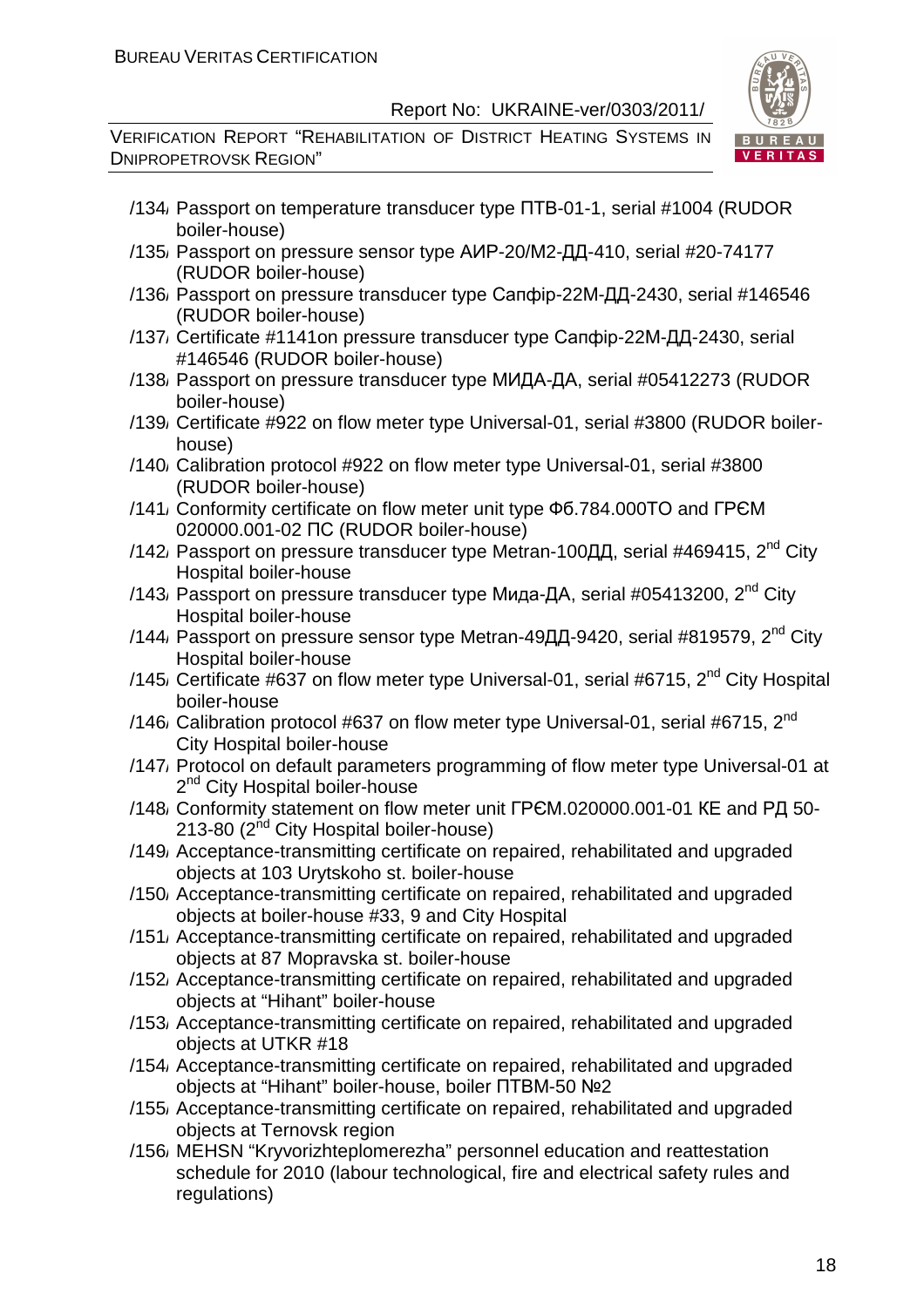/134/ Passport on temperature transducer type ПТВ-01-1, serial #1004 (RUDOR boiler-house)

/135/ Passport on pressure sensor type АИР-20/М2-ДД-410, serial #20-74177 (RUDOR boiler-house)

/136/ Passport on pressure transducer type Сапфір-22М-ДД-2430, serial #146546 (RUDOR boiler-house)

/137/ Certificate #1141on pressure transducer type Сапфір-22М-ДД-2430, serial #146546 (RUDOR boiler-house)

/138/ Passport on pressure transducer type МИДА-ДА, serial #05412273 (RUDOR boiler-house)

/139/ Certificate #922 on flow meter type Universal-01, serial #3800 (RUDOR boiler-house)

/140/ Calibration protocol #922 on flow meter type Universal-01, serial #3800 (RUDOR boiler-house)

/141/ Conformity certificate on flow meter unit type Ф6.784.000ТО and ГРЄМ 020000.001-02 ПС (RUDOR boiler-house)

/142/ Passport on pressure transducer type Metran-100ДД, serial #469415, 2nd City Hospital boiler-house

/143/ Passport on pressure transducer type Мида-ДА, serial #05413200, 2nd City Hospital boiler-house

/144/ Passport on pressure sensor type Metran-49ДД-9420, serial #819579, 2nd City Hospital boiler-house

/145/ Certificate #637 on flow meter type Universal-01, serial #6715, 2nd City Hospital boiler-house

/146/ Calibration protocol #637 on flow meter type Universal-01, serial #6715, 2nd City Hospital boiler-house

/147/ Protocol on default parameters programming of flow meter type Universal-01 at 2nd City Hospital boiler-house

/148/ Conformity statement on flow meter unit ГРЄМ.020000.001-01 КЕ and РД 50-213-80 (2nd City Hospital boiler-house)

/149/ Acceptance-transmitting certificate on repaired, rehabilitated and upgraded objects at 103 Urytskoho st. boiler-house

/150/ Acceptance-transmitting certificate on repaired, rehabilitated and upgraded objects at boiler-house #33, 9 and City Hospital

/151/ Acceptance-transmitting certificate on repaired, rehabilitated and upgraded objects at 87 Mopravska st. boiler-house

/152/ Acceptance-transmitting certificate on repaired, rehabilitated and upgraded objects at "Hihant" boiler-house

/153/ Acceptance-transmitting certificate on repaired, rehabilitated and upgraded objects at UTKR #18

/154/ Acceptance-transmitting certificate on repaired, rehabilitated and upgraded objects at "Hihant" boiler-house, boiler ПТВМ-50 №2

/155/ Acceptance-transmitting certificate on repaired, rehabilitated and upgraded objects at Ternovsk region

/156/ MEHSN "Kryvorizhteplomerezha" personnel education and reattestation schedule for 2010 (labour technological, fire and electrical safety rules and regulations)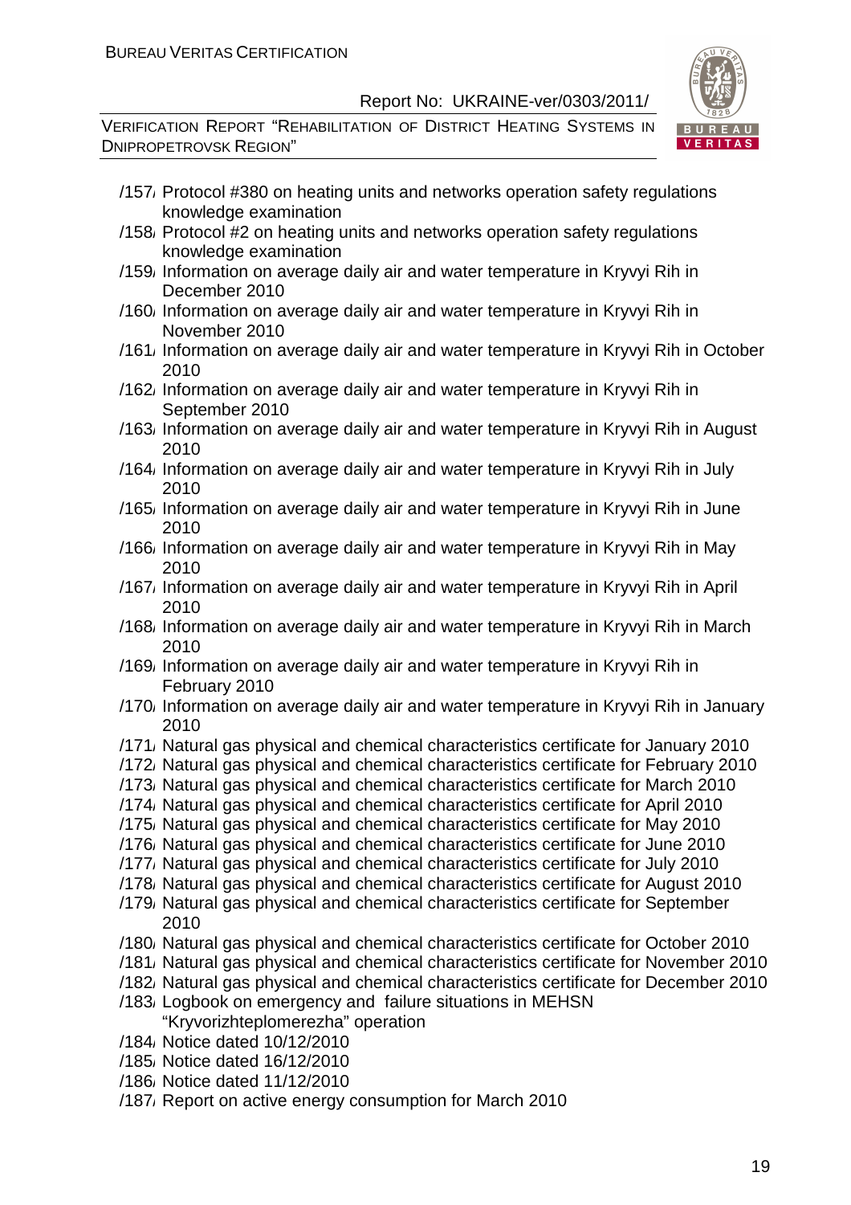/157/ Protocol #380 on heating units and networks operation safety regulations knowledge examination
/158/ Protocol #2 on heating units and networks operation safety regulations knowledge examination
/159/ Information on average daily air and water temperature in Kryvyi Rih in December 2010
/160/ Information on average daily air and water temperature in Kryvyi Rih in November 2010
/161/ Information on average daily air and water temperature in Kryvyi Rih in October 2010
/162/ Information on average daily air and water temperature in Kryvyi Rih in September 2010
/163/ Information on average daily air and water temperature in Kryvyi Rih in August 2010
/164/ Information on average daily air and water temperature in Kryvyi Rih in July 2010
/165/ Information on average daily air and water temperature in Kryvyi Rih in June 2010
/166/ Information on average daily air and water temperature in Kryvyi Rih in May 2010
/167/ Information on average daily air and water temperature in Kryvyi Rih in April 2010
/168/ Information on average daily air and water temperature in Kryvyi Rih in March 2010
/169/ Information on average daily air and water temperature in Kryvyi Rih in February 2010
/170/ Information on average daily air and water temperature in Kryvyi Rih in January 2010
/171/ Natural gas physical and chemical characteristics certificate for January 2010
/172/ Natural gas physical and chemical characteristics certificate for February 2010
/173/ Natural gas physical and chemical characteristics certificate for March 2010
/174/ Natural gas physical and chemical characteristics certificate for April 2010
/175/ Natural gas physical and chemical characteristics certificate for May 2010
/176/ Natural gas physical and chemical characteristics certificate for June 2010
/177/ Natural gas physical and chemical characteristics certificate for July 2010
/178/ Natural gas physical and chemical characteristics certificate for August 2010
/179/ Natural gas physical and chemical characteristics certificate for September 2010
/180/ Natural gas physical and chemical characteristics certificate for October 2010
/181/ Natural gas physical and chemical characteristics certificate for November 2010
/182/ Natural gas physical and chemical characteristics certificate for December 2010
/183/ Logbook on emergency and failure situations in MEHSN "Kryvorizhteplomerezha" operation
/184/ Notice dated 10/12/2010
/185/ Notice dated 16/12/2010
/186/ Notice dated 11/12/2010
/187/ Report on active energy consumption for March 2010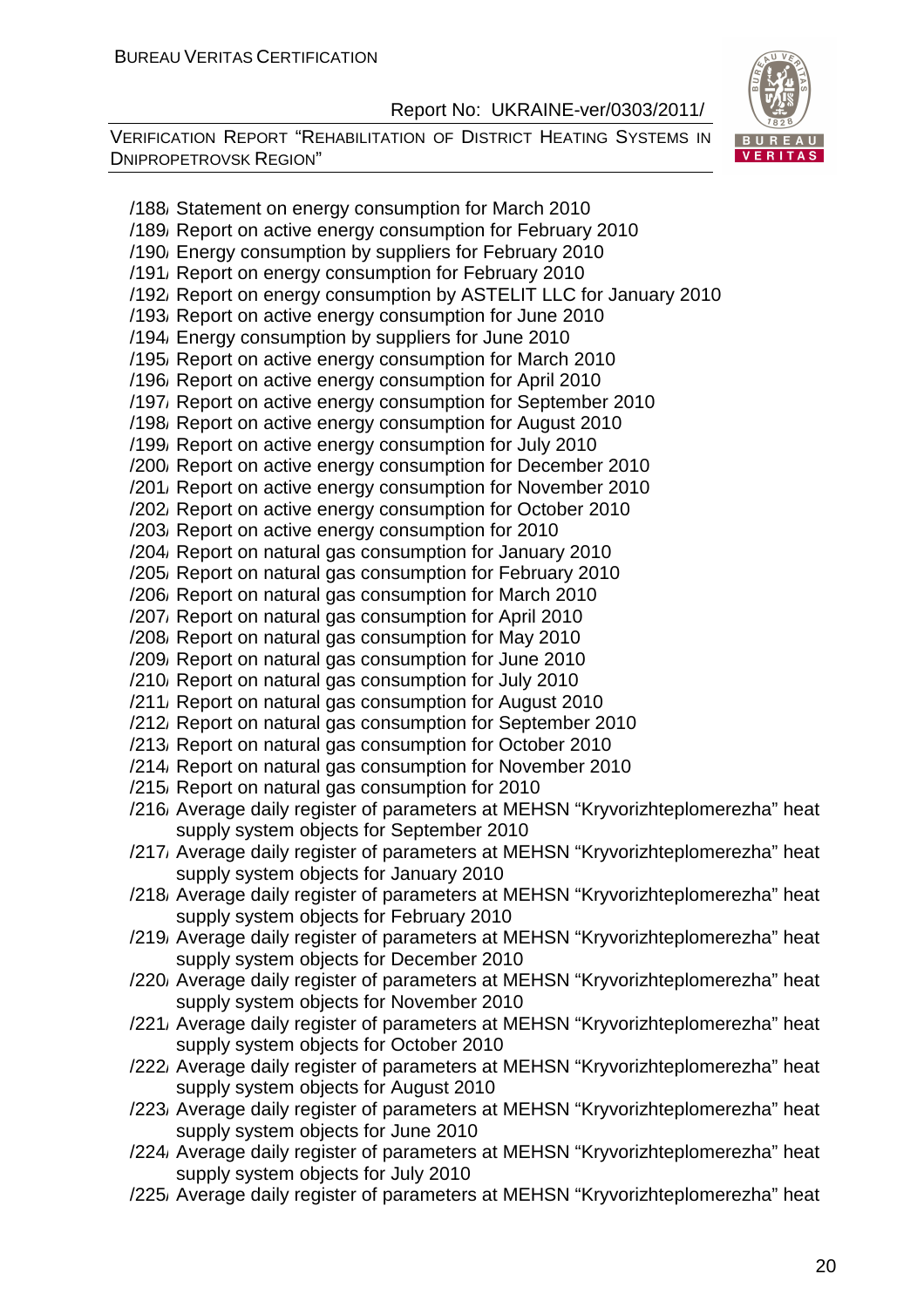/188/ Statement on energy consumption for March 2010
/189/ Report on active energy consumption for February 2010
/190/ Energy consumption by suppliers for February 2010
/191/ Report on energy consumption for February 2010
/192/ Report on energy consumption by ASTELIT LLC for January 2010
/193/ Report on active energy consumption for June 2010
/194/ Energy consumption by suppliers for June 2010
/195/ Report on active energy consumption for March 2010
/196/ Report on active energy consumption for April 2010
/197/ Report on active energy consumption for September 2010
/198/ Report on active energy consumption for August 2010
/199/ Report on active energy consumption for July 2010
/200/ Report on active energy consumption for December 2010
/201/ Report on active energy consumption for November 2010
/202/ Report on active energy consumption for October 2010
/203/ Report on active energy consumption for 2010
/204/ Report on natural gas consumption for January 2010
/205/ Report on natural gas consumption for February 2010
/206/ Report on natural gas consumption for March 2010
/207/ Report on natural gas consumption for April 2010
/208/ Report on natural gas consumption for May 2010
/209/ Report on natural gas consumption for June 2010
/210/ Report on natural gas consumption for July 2010
/211/ Report on natural gas consumption for August 2010
/212/ Report on natural gas consumption for September 2010
/213/ Report on natural gas consumption for October 2010
/214/ Report on natural gas consumption for November 2010
/215/ Report on natural gas consumption for 2010
/216/ Average daily register of parameters at MEHSN "Kryvorizhteplomerezha" heat supply system objects for September 2010
/217/ Average daily register of parameters at MEHSN "Kryvorizhteplomerezha" heat supply system objects for January 2010
/218/ Average daily register of parameters at MEHSN "Kryvorizhteplomerezha" heat supply system objects for February 2010
/219/ Average daily register of parameters at MEHSN "Kryvorizhteplomerezha" heat supply system objects for December 2010
/220/ Average daily register of parameters at MEHSN "Kryvorizhteplomerezha" heat supply system objects for November 2010
/221/ Average daily register of parameters at MEHSN "Kryvorizhteplomerezha" heat supply system objects for October 2010
/222/ Average daily register of parameters at MEHSN "Kryvorizhteplomerezha" heat supply system objects for August 2010
/223/ Average daily register of parameters at MEHSN "Kryvorizhteplomerezha" heat supply system objects for June 2010
/224/ Average daily register of parameters at MEHSN "Kryvorizhteplomerezha" heat supply system objects for July 2010
/225/ Average daily register of parameters at MEHSN "Kryvorizhteplomerezha" heat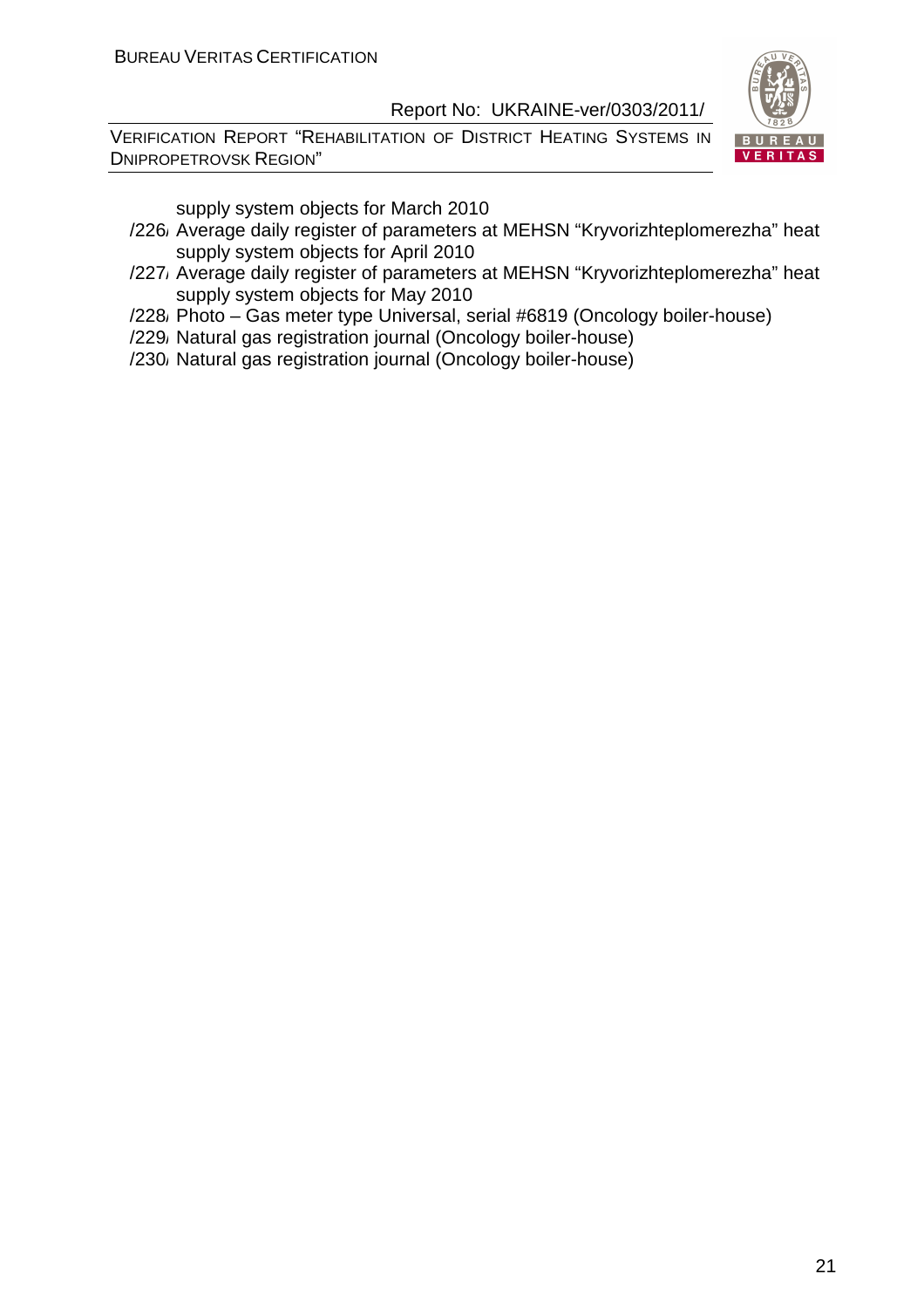supply system objects for March 2010

/226/ Average daily register of parameters at MEHSN "Kryvorizhteplomerezha" heat supply system objects for April 2010

/227/ Average daily register of parameters at MEHSN "Kryvorizhteplomerezha" heat supply system objects for May 2010

/228/ Photo – Gas meter type Universal, serial #6819 (Oncology boiler-house)

/229/ Natural gas registration journal (Oncology boiler-house)

/230/ Natural gas registration journal (Oncology boiler-house)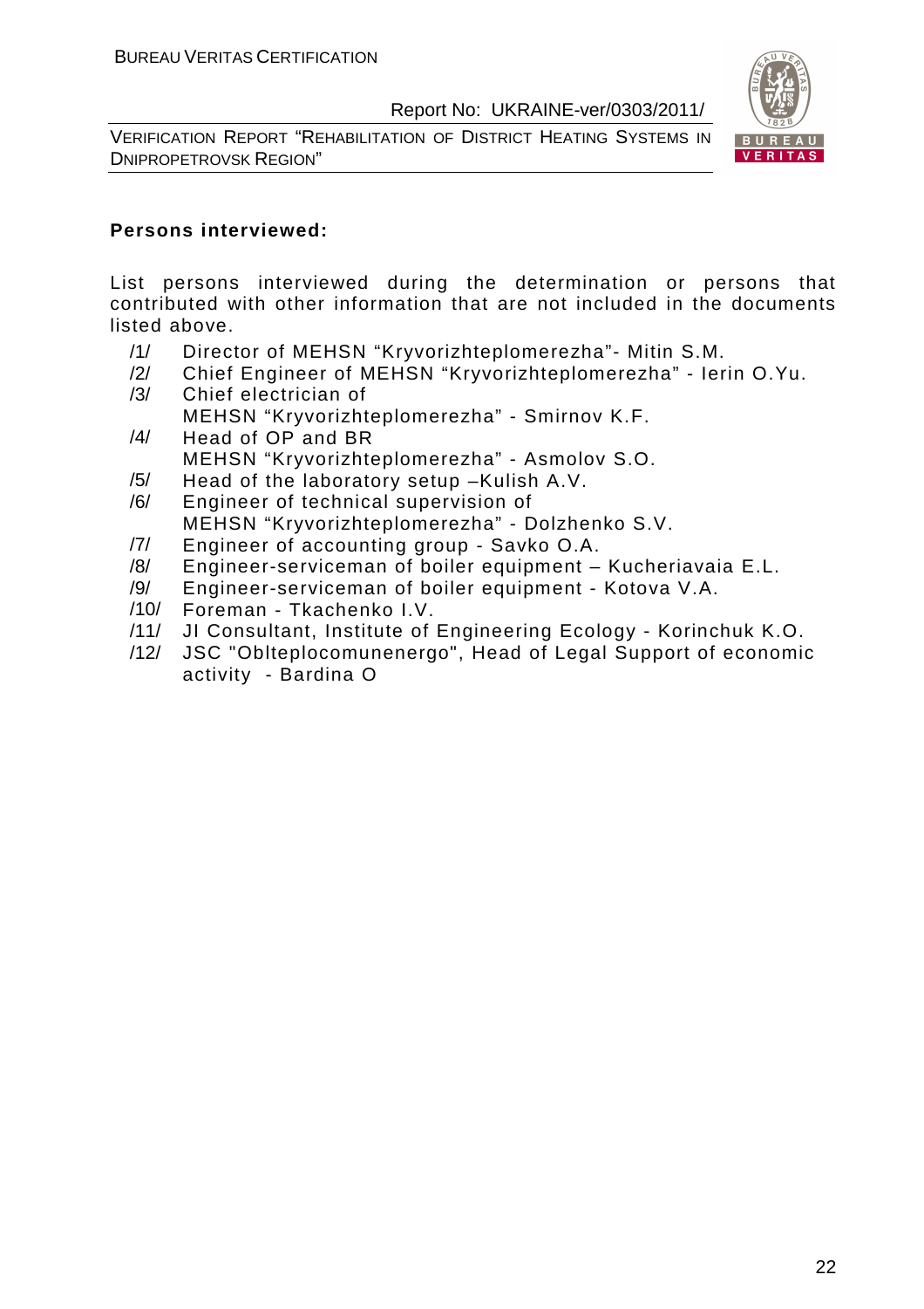**Persons interviewed:**

List persons interviewed during the determination or persons that contributed with other information that are not included in the documents listed above.

/1/ Director of MEHSN "Kryvorizhteplomerezha"- Mitin S.M.
/2/ Chief Engineer of MEHSN "Kryvorizhteplomerezha" - Ierin O.Yu.
/3/ Chief electrician of MEHSN "Kryvorizhteplomerezha" - Smirnov K.F.
/4/ Head of OP and BR MEHSN "Kryvorizhteplomerezha" - Asmolov S.O.
/5/ Head of the laboratory setup –Kulish A.V.
/6/ Engineer of technical supervision of MEHSN "Kryvorizhteplomerezha" - Dolzhenko S.V.
/7/ Engineer of accounting group - Savko O.A.
/8/ Engineer-serviceman of boiler equipment – Kucheriavaia E.L.
/9/ Engineer-serviceman of boiler equipment - Kotova V.A.
/10/ Foreman - Tkachenko I.V.
/11/ JI Consultant, Institute of Engineering Ecology - Korinchuk K.O.
/12/ JSC "Oblteplocomunenergo", Head of Legal Support of economic activity - Bardina O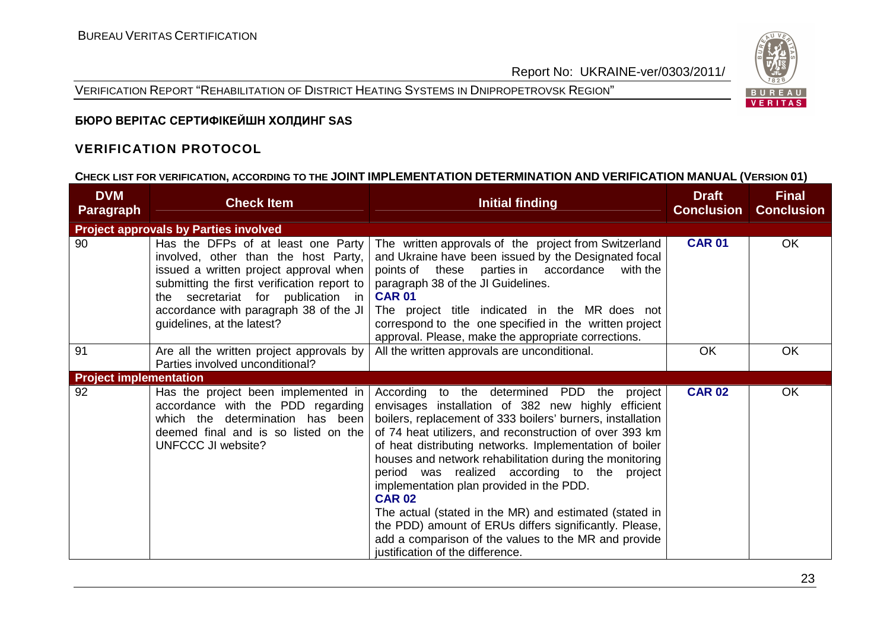**БЮРО ВЕРІТАС СЕРТИФІКЕЙШН ХОЛДИНГ SAS**

## VERIFICATION PROTOCOL

### CHECK LIST FOR VERIFICATION, ACCORDING TO THE JOINT IMPLEMENTATION DETERMINATION AND VERIFICATION MANUAL (VERSION 01)

| DVM Paragraph | Check Item | Initial finding | Draft Conclusion | Final Conclusion |
|---|---|---|---|---|
| **Project approvals by Parties involved** | | | | |
| 90 | Has the DFPs of at least one Party involved, other than the host Party, issued a written project approval when submitting the first verification report to the secretariat for publication in accordance with paragraph 38 of the JI guidelines, at the latest? | The written approvals of the project from Switzerland and Ukraine have been issued by the Designated focal points of these parties in accordance with the paragraph 38 of the JI Guidelines.<br>**CAR 01**<br>The project title indicated in the MR does not correspond to the one specified in the written project approval. Please, make the appropriate corrections. | **CAR 01** | OK |
| 91 | Are all the written project approvals by Parties involved unconditional? | All the written approvals are unconditional. | OK | OK |
| **Project implementation** | | | | |
| 92 | Has the project been implemented in accordance with the PDD regarding which the determination has been deemed final and is so listed on the UNFCCC JI website? | According to the determined PDD the project envisages installation of 382 new highly efficient boilers, replacement of 333 boilers' burners, installation of 74 heat utilizers, and reconstruction of over 393 km of heat distributing networks. Implementation of boiler houses and network rehabilitation during the monitoring period was realized according to the project implementation plan provided in the PDD.<br>**CAR 02**<br>The actual (stated in the MR) and estimated (stated in the PDD) amount of ERUs differs significantly. Please, add a comparison of the values to the MR and provide justification of the difference. | **CAR 02** | OK |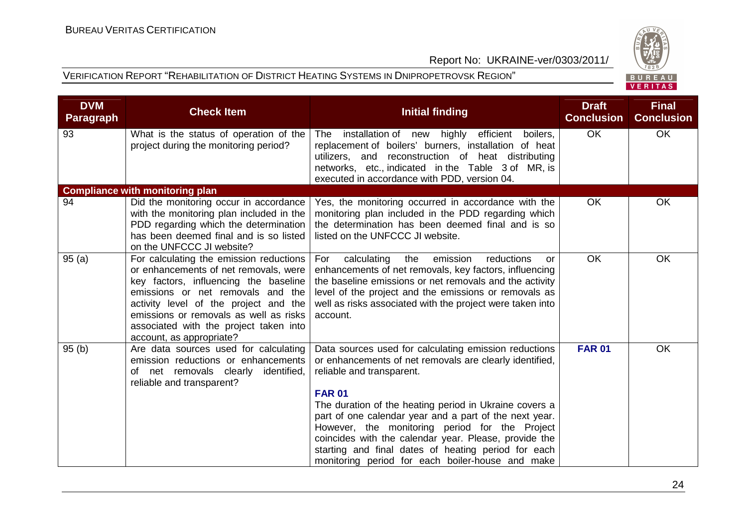| DVM Paragraph | Check Item | Initial finding | Draft Conclusion | Final Conclusion |
|---|---|---|---|---|
| 93 | What is the status of operation of the project during the monitoring period? | The installation of new highly efficient boilers, replacement of boilers' burners, installation of heat utilizers, and reconstruction of heat distributing networks, etc., indicated in the Table 3 of MR, is executed in accordance with PDD, version 04. | OK | OK |
| **Compliance with monitoring plan** | | | | |
| 94 | Did the monitoring occur in accordance with the monitoring plan included in the PDD regarding which the determination has been deemed final and is so listed on the UNFCCC JI website? | Yes, the monitoring occurred in accordance with the monitoring plan included in the PDD regarding which the determination has been deemed final and is so listed on the UNFCCC JI website. | OK | OK |
| 95 (a) | For calculating the emission reductions or enhancements of net removals, were key factors, influencing the baseline emissions or net removals and the activity level of the project and the emissions or removals as well as risks associated with the project taken into account, as appropriate? | For calculating the emission reductions or enhancements of net removals, key factors, influencing the baseline emissions or net removals and the activity level of the project and the emissions or removals as well as risks associated with the project were taken into account. | OK | OK |
| 95 (b) | Are data sources used for calculating emission reductions or enhancements of net removals clearly identified, reliable and transparent? | Data sources used for calculating emission reductions or enhancements of net removals are clearly identified, reliable and transparent.<br><br>**FAR 01**<br>The duration of the heating period in Ukraine covers a part of one calendar year and a part of the next year. However, the monitoring period for the Project coincides with the calendar year. Please, provide the starting and final dates of heating period for each monitoring period for each boiler-house and make | **FAR 01** | OK |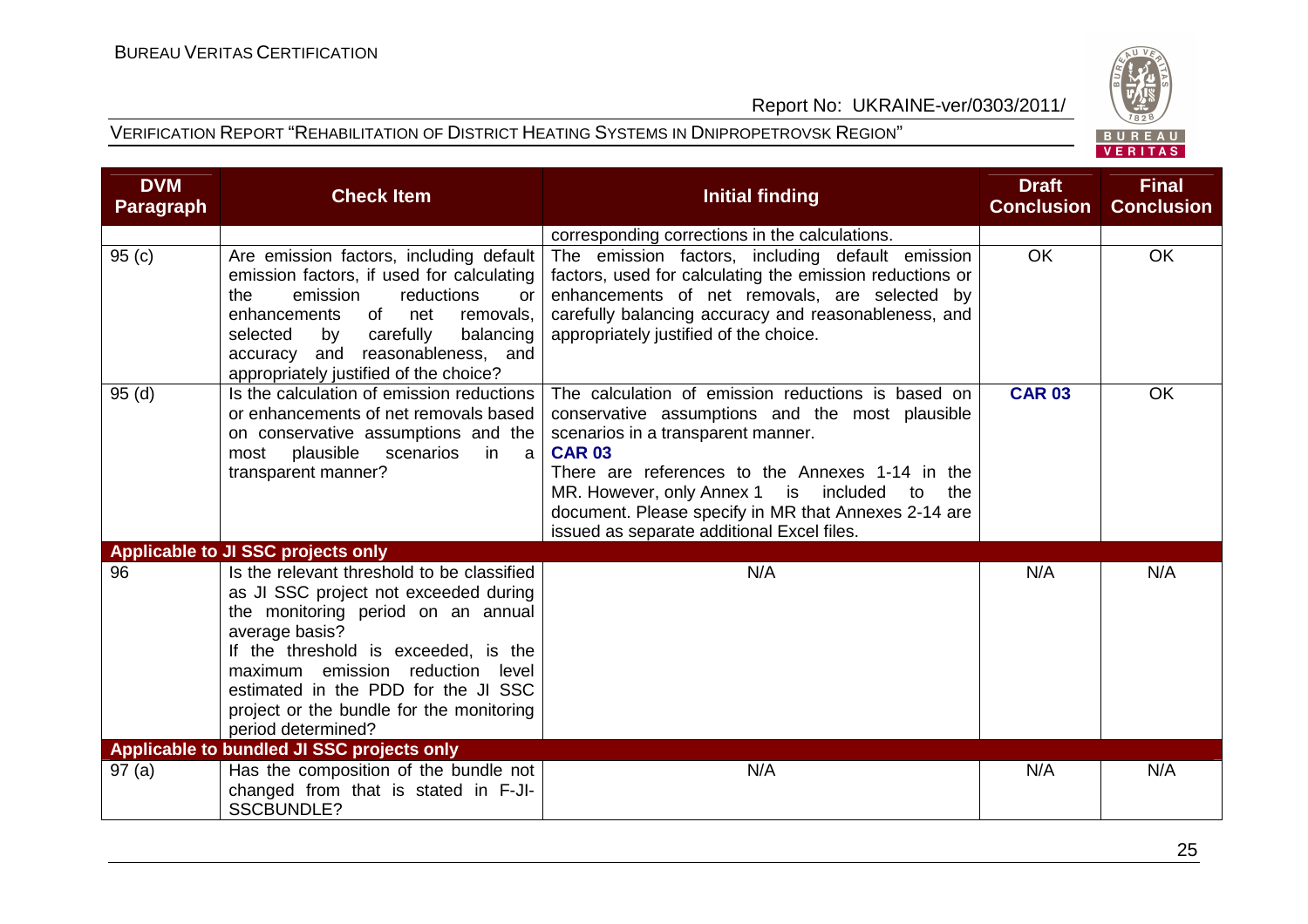| DVM Paragraph | Check Item | Initial finding | Draft Conclusion | Final Conclusion |
|---|---|---|---|---|
| | | corresponding corrections in the calculations. | | |
| 95 (c) | Are emission factors, including default emission factors, if used for calculating the emission reductions or enhancements of net removals, selected by carefully balancing accuracy and reasonableness, and appropriately justified of the choice? | The emission factors, including default emission factors, used for calculating the emission reductions or enhancements of net removals, are selected by carefully balancing accuracy and reasonableness, and appropriately justified of the choice. | OK | OK |
| 95 (d) | Is the calculation of emission reductions or enhancements of net removals based on conservative assumptions and the most plausible scenarios in a transparent manner? | The calculation of emission reductions is based on conservative assumptions and the most plausible scenarios in a transparent manner.<br>**CAR 03**<br>There are references to the Annexes 1-14 in the MR. However, only Annex 1 is included to the document. Please specify in MR that Annexes 2-14 are issued as separate additional Excel files. | **CAR 03** | OK |
| **Applicable to JI SSC projects only** | | | | |
| 96 | Is the relevant threshold to be classified as JI SSC project not exceeded during the monitoring period on an annual average basis?<br>If the threshold is exceeded, is the maximum emission reduction level estimated in the PDD for the JI SSC project or the bundle for the monitoring period determined? | N/A | N/A | N/A |
| **Applicable to bundled JI SSC projects only** | | | | |
| 97 (a) | Has the composition of the bundle not changed from that is stated in F-JI-SSCBUNDLE? | N/A | N/A | N/A |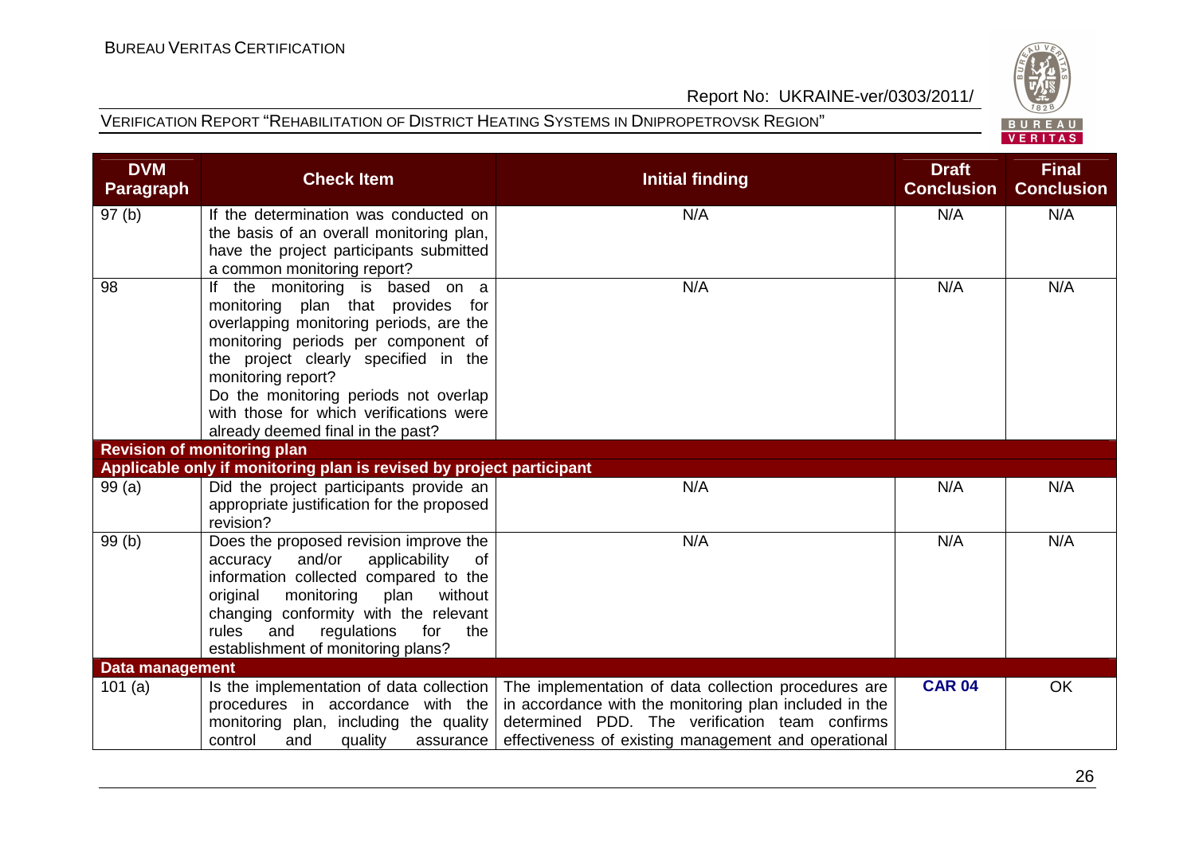| DVM Paragraph | Check Item | Initial finding | Draft Conclusion | Final Conclusion |
|---|---|---|---|---|
| 97 (b) | If the determination was conducted on the basis of an overall monitoring plan, have the project participants submitted a common monitoring report? | N/A | N/A | N/A |
| 98 | If the monitoring is based on a monitoring plan that provides for overlapping monitoring periods, are the monitoring periods per component of the project clearly specified in the monitoring report? Do the monitoring periods not overlap with those for which verifications were already deemed final in the past? | N/A | N/A | N/A |
| **Revision of monitoring plan** | | | | |
| **Applicable only if monitoring plan is revised by project participant** | | | | |
| 99 (a) | Did the project participants provide an appropriate justification for the proposed revision? | N/A | N/A | N/A |
| 99 (b) | Does the proposed revision improve the accuracy and/or applicability of information collected compared to the original monitoring plan without changing conformity with the relevant rules and regulations for the establishment of monitoring plans? | N/A | N/A | N/A |
| **Data management** | | | | |
| 101 (a) | Is the implementation of data collection procedures in accordance with the monitoring plan, including the quality control and quality assurance | The implementation of data collection procedures are in accordance with the monitoring plan included in the determined PDD. The verification team confirms effectiveness of existing management and operational | **CAR 04** | OK |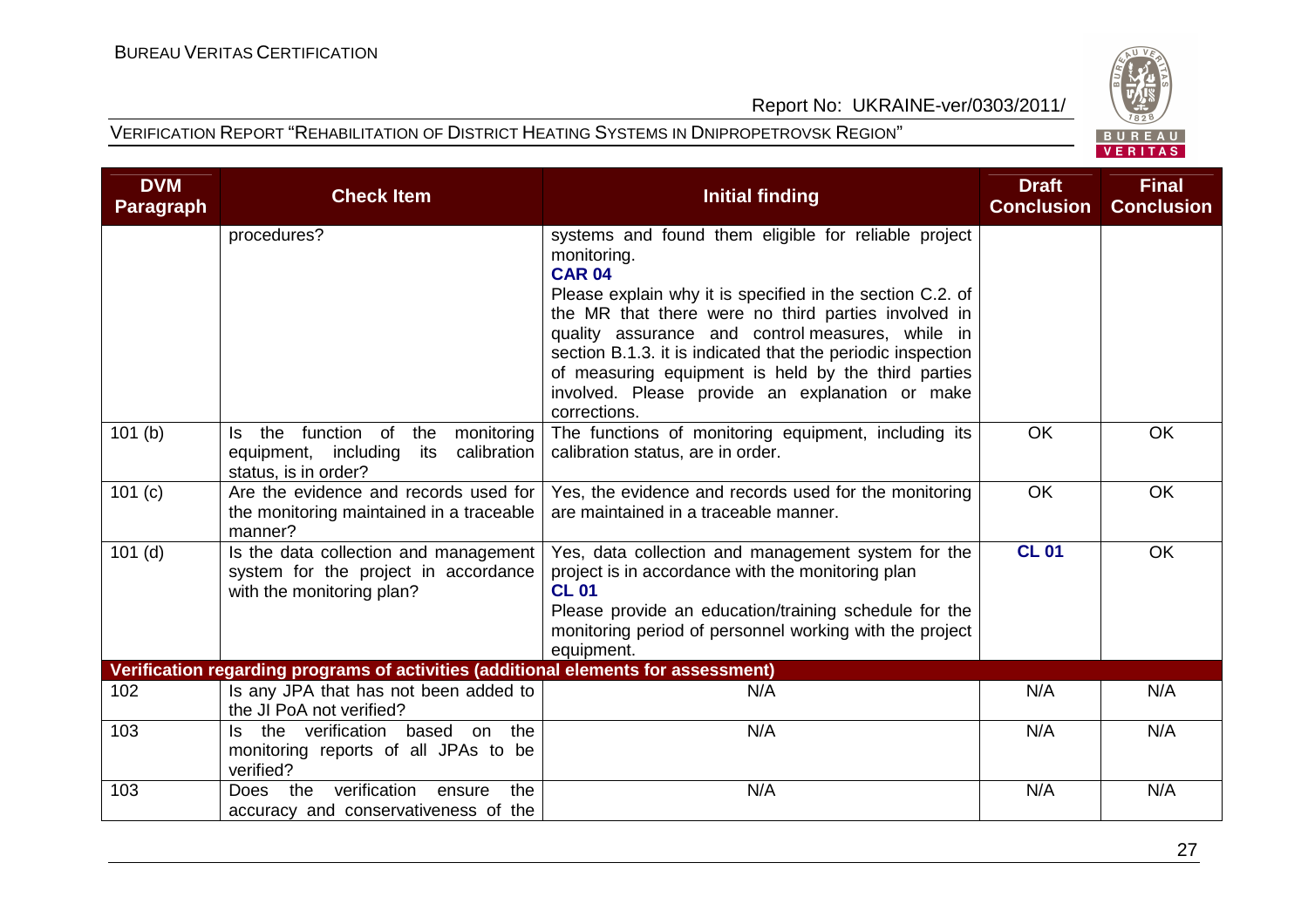| DVM Paragraph | Check Item | Initial finding | Draft Conclusion | Final Conclusion |
|---|---|---|---|---|
| | procedures? | systems and found them eligible for reliable project monitoring.<br>**CAR 04**<br>Please explain why it is specified in the section C.2. of the MR that there were no third parties involved in quality assurance and control measures, while in section B.1.3. it is indicated that the periodic inspection of measuring equipment is held by the third parties involved. Please provide an explanation or make corrections. | | |
| 101 (b) | Is the function of the monitoring equipment, including its calibration status, is in order? | The functions of monitoring equipment, including its calibration status, are in order. | OK | OK |
| 101 (c) | Are the evidence and records used for the monitoring maintained in a traceable manner? | Yes, the evidence and records used for the monitoring are maintained in a traceable manner. | OK | OK |
| 101 (d) | Is the data collection and management system for the project in accordance with the monitoring plan? | Yes, data collection and management system for the project is in accordance with the monitoring plan<br>**CL 01**<br>Please provide an education/training schedule for the monitoring period of personnel working with the project equipment. | **CL 01** | OK |
| **Verification regarding programs of activities (additional elements for assessment)** | | | | |
| 102 | Is any JPA that has not been added to the JI PoA not verified? | N/A | N/A | N/A |
| 103 | Is the verification based on the monitoring reports of all JPAs to be verified? | N/A | N/A | N/A |
| 103 | Does the verification ensure the accuracy and conservativeness of the | N/A | N/A | N/A |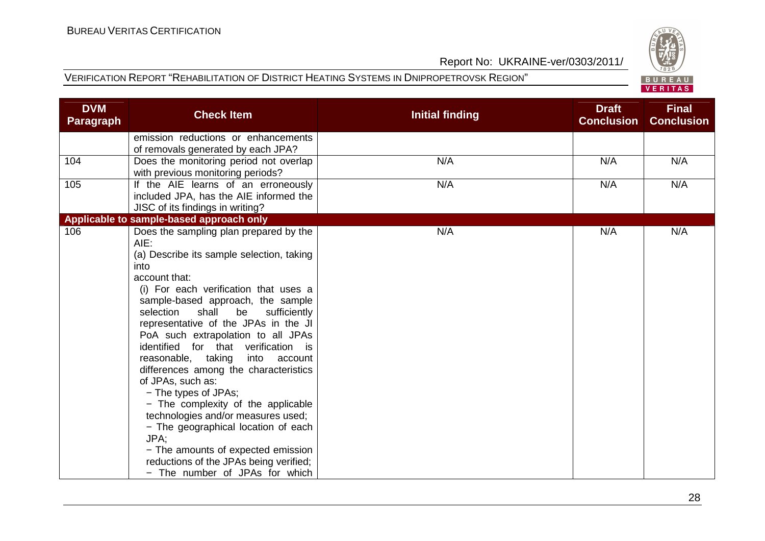| DVM Paragraph | Check Item | Initial finding | Draft Conclusion | Final Conclusion |
|---|---|---|---|---|
| | emission reductions or enhancements of removals generated by each JPA? | | | |
| 104 | Does the monitoring period not overlap with previous monitoring periods? | N/A | N/A | N/A |
| 105 | If the AIE learns of an erroneously included JPA, has the AIE informed the JISC of its findings in writing? | N/A | N/A | N/A |
| **Applicable to sample-based approach only** | | | | |
| 106 | Does the sampling plan prepared by the AIE:<br>(a) Describe its sample selection, taking into account that:<br>(i) For each verification that uses a sample-based approach, the sample selection shall be sufficiently representative of the JPAs in the JI PoA such extrapolation to all JPAs identified for that verification is reasonable, taking into account differences among the characteristics of JPAs, such as:<br>− The types of JPAs;<br>− The complexity of the applicable technologies and/or measures used;<br>− The geographical location of each JPA;<br>− The amounts of expected emission reductions of the JPAs being verified;<br>− The number of JPAs for which | N/A | N/A | N/A |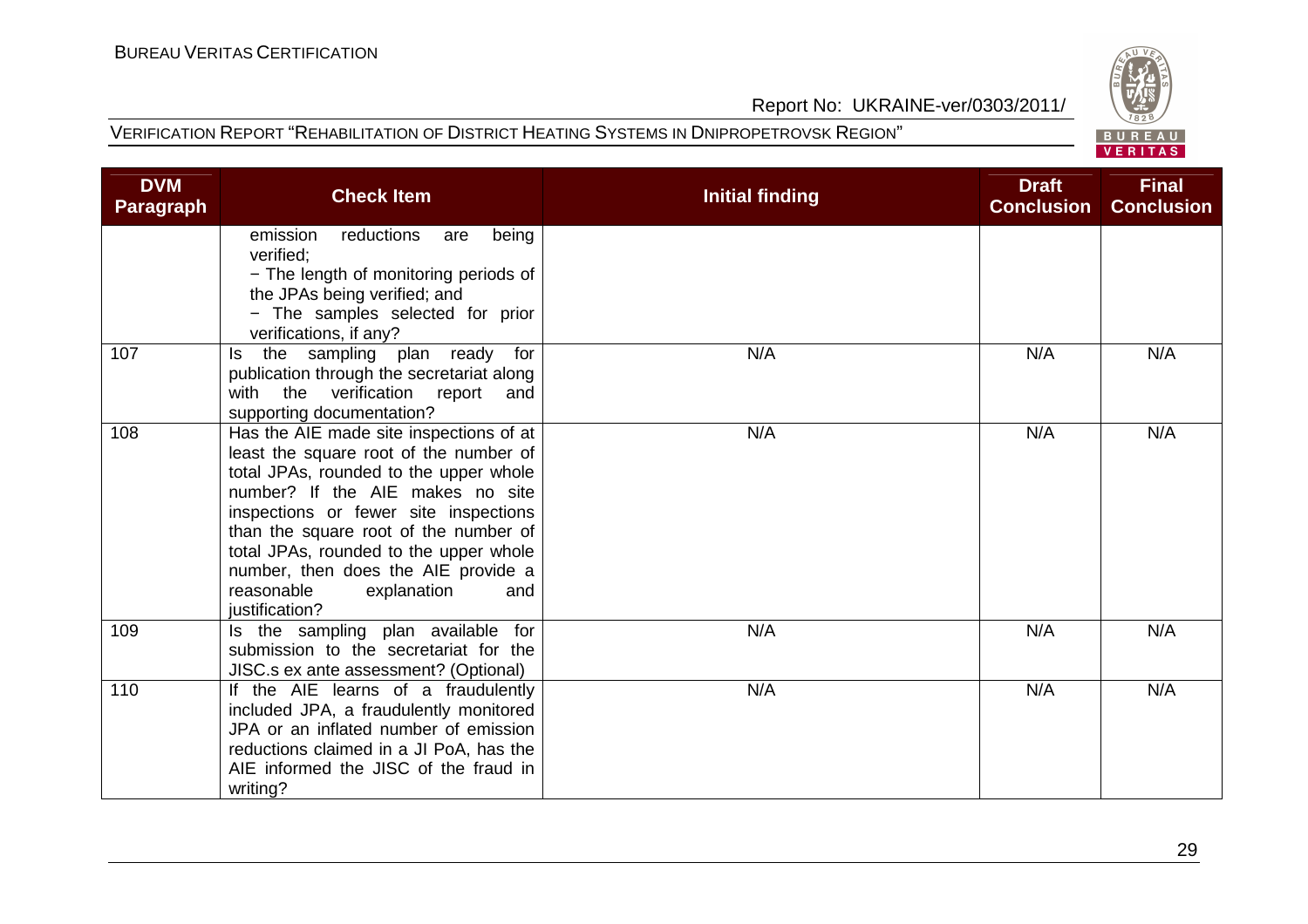| DVM Paragraph | Check Item | Initial finding | Draft Conclusion | Final Conclusion |
|---|---|---|---|---|
| | emission reductions are being verified;<br>− The length of monitoring periods of the JPAs being verified; and<br>− The samples selected for prior verifications, if any? | | | |
| 107 | Is the sampling plan ready for publication through the secretariat along with the verification report and supporting documentation? | N/A | N/A | N/A |
| 108 | Has the AIE made site inspections of at least the square root of the number of total JPAs, rounded to the upper whole number? If the AIE makes no site inspections or fewer site inspections than the square root of the number of total JPAs, rounded to the upper whole number, then does the AIE provide a reasonable explanation and justification? | N/A | N/A | N/A |
| 109 | Is the sampling plan available for submission to the secretariat for the JISC.s ex ante assessment? (Optional) | N/A | N/A | N/A |
| 110 | If the AIE learns of a fraudulently included JPA, a fraudulently monitored JPA or an inflated number of emission reductions claimed in a JI PoA, has the AIE informed the JISC of the fraud in writing? | N/A | N/A | N/A |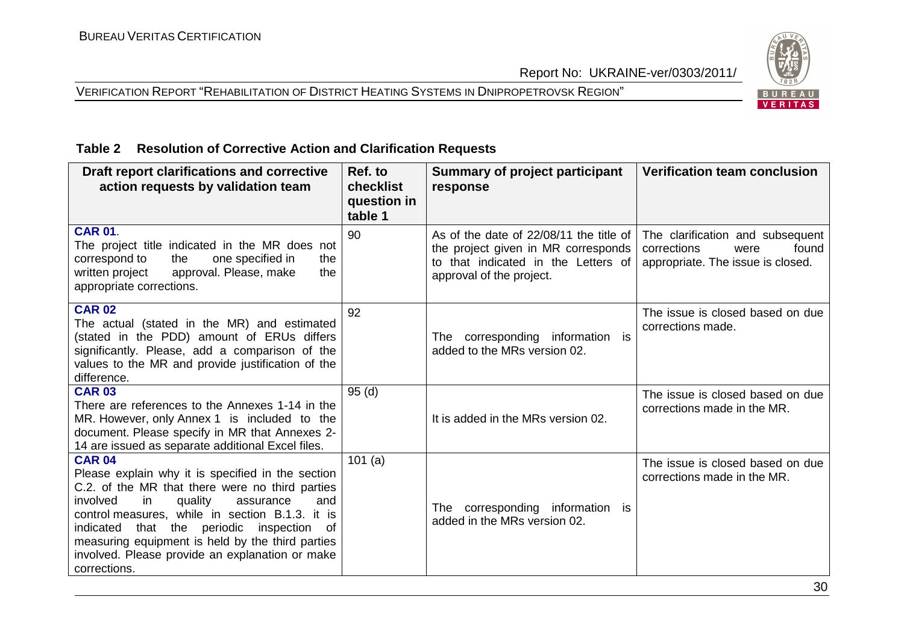**Table 2 Resolution of Corrective Action and Clarification Requests**

| Draft report clarifications and corrective action requests by validation team | Ref. to checklist question in table 1 | Summary of project participant response | Verification team conclusion |
|---|---|---|---|
| **CAR 01**. The project title indicated in the MR does not correspond to the one specified in the written project approval. Please, make the appropriate corrections. | 90 | As of the date of 22/08/11 the title of the project given in MR corresponds to that indicated in the Letters of approval of the project. | The clarification and subsequent corrections were found appropriate. The issue is closed. |
| **CAR 02** The actual (stated in the MR) and estimated (stated in the PDD) amount of ERUs differs significantly. Please, add a comparison of the values to the MR and provide justification of the difference. | 92 | The corresponding information is added to the MRs version 02. | The issue is closed based on due corrections made. |
| **CAR 03** There are references to the Annexes 1-14 in the MR. However, only Annex 1 is included to the document. Please specify in MR that Annexes 2-14 are issued as separate additional Excel files. | 95 (d) | It is added in the MRs version 02. | The issue is closed based on due corrections made in the MR. |
| **CAR 04** Please explain why it is specified in the section C.2. of the MR that there were no third parties involved in quality assurance and control measures, while in section B.1.3. it is indicated that the periodic inspection of measuring equipment is held by the third parties involved. Please provide an explanation or make corrections. | 101 (a) | The corresponding information is added in the MRs version 02. | The issue is closed based on due corrections made in the MR. |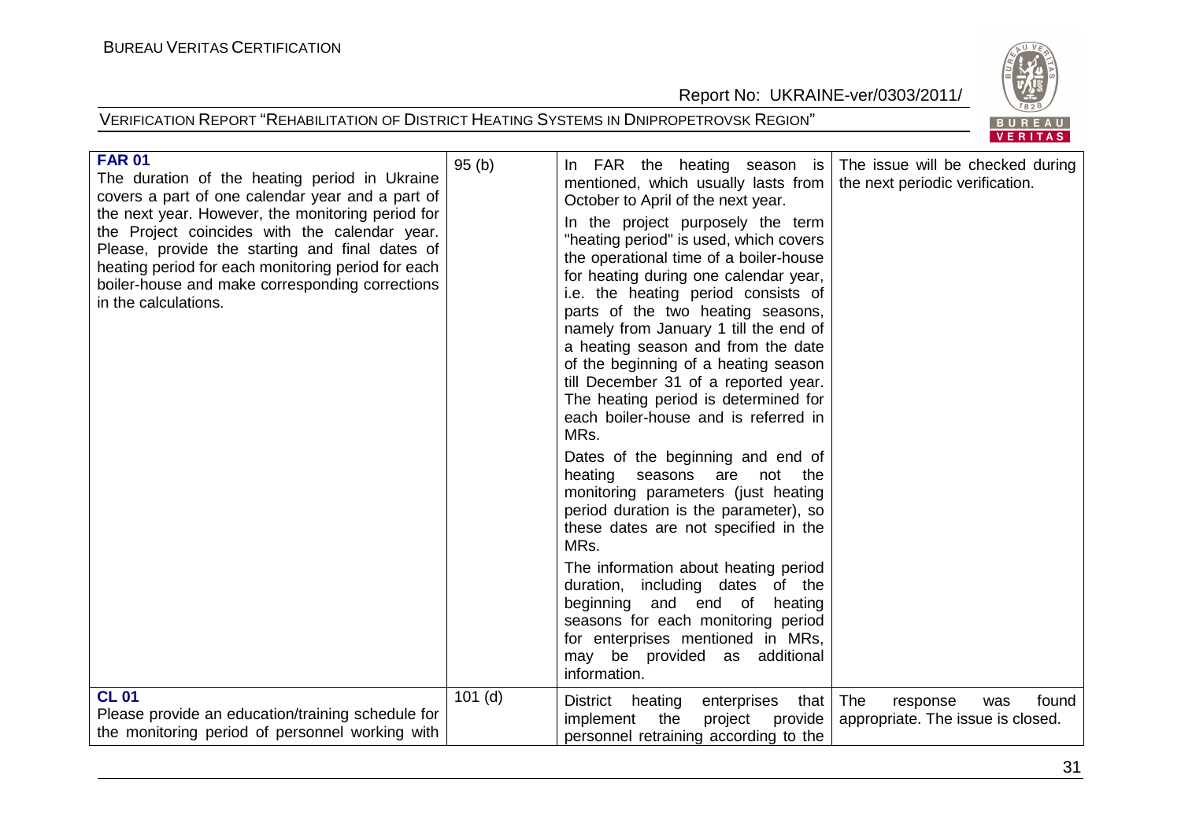| **FAR 01**<br>The duration of the heating period in Ukraine covers a part of one calendar year and a part of the next year. However, the monitoring period for the Project coincides with the calendar year. Please, provide the starting and final dates of heating period for each monitoring period for each boiler-house and make corresponding corrections in the calculations. | 95 (b) | In FAR the heating season is mentioned, which usually lasts from October to April of the next year.<br>In the project purposely the term "heating period" is used, which covers the operational time of a boiler-house for heating during one calendar year, i.e. the heating period consists of parts of the two heating seasons, namely from January 1 till the end of a heating season and from the date of the beginning of a heating season till December 31 of a reported year. The heating period is determined for each boiler-house and is referred in MRs.<br>Dates of the beginning and end of heating seasons are not the monitoring parameters (just heating period duration is the parameter), so these dates are not specified in the MRs.<br>The information about heating period duration, including dates of the beginning and end of heating seasons for each monitoring period for enterprises mentioned in MRs, may be provided as additional information. | The issue will be checked during the next periodic verification. |
|---|---|---|---|
| **CL 01**<br>Please provide an education/training schedule for the monitoring period of personnel working with | 101 (d) | District heating enterprises that implement the project provide personnel retraining according to the | The response was found appropriate. The issue is closed. |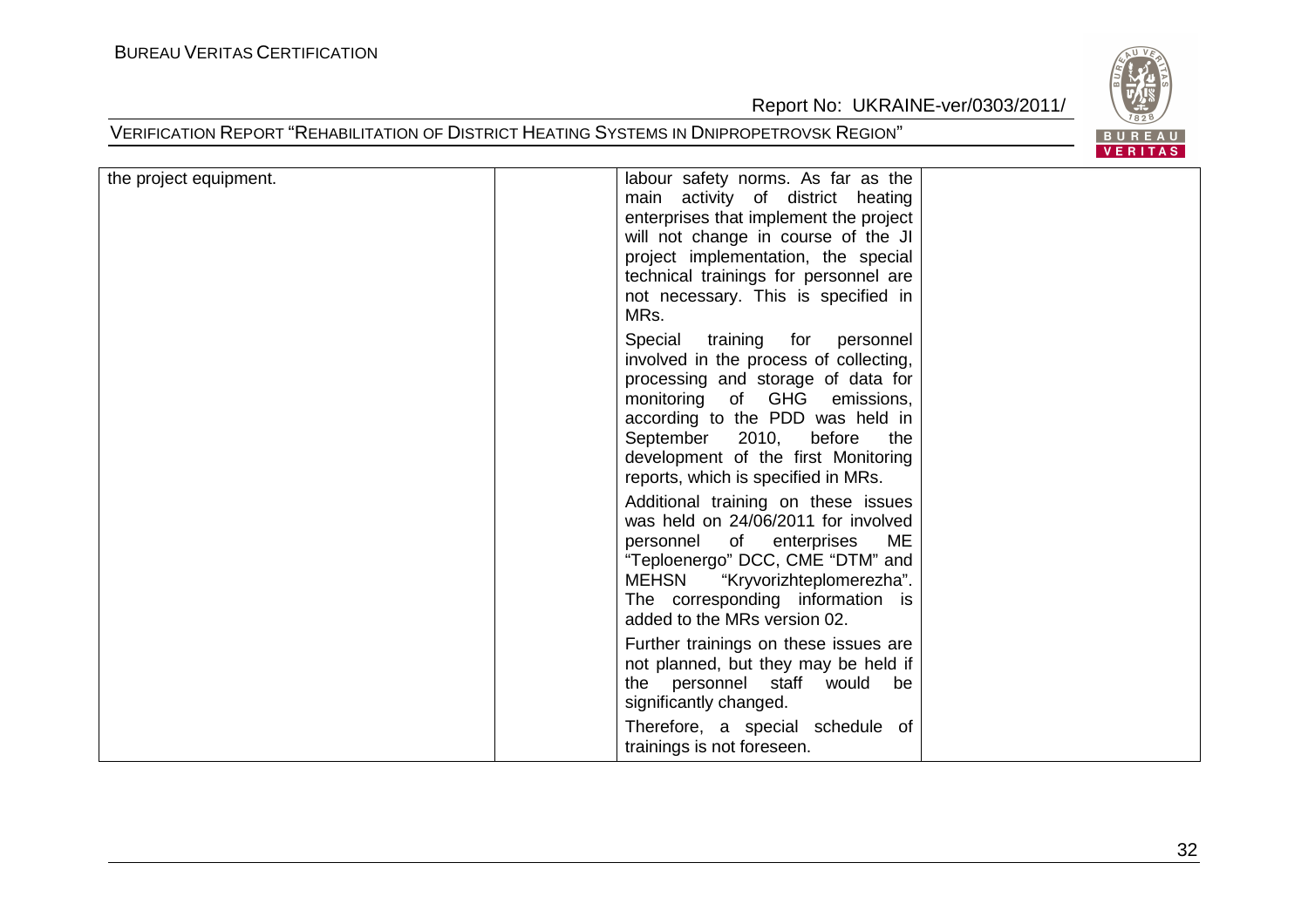| | | | |
|---|---|---|---|
| the project equipment. | | labour safety norms. As far as the main activity of district heating enterprises that implement the project will not change in course of the JI project implementation, the special technical trainings for personnel are not necessary. This is specified in MRs.<br><br>Special training for personnel involved in the process of collecting, processing and storage of data for monitoring of GHG emissions, according to the PDD was held in September 2010, before the development of the first Monitoring reports, which is specified in MRs.<br><br>Additional training on these issues was held on 24/06/2011 for involved personnel of enterprises ME "Teploenergo" DCC, CME "DTM" and MEHSN "Kryvorizhteplomerezha". The corresponding information is added to the MRs version 02.<br><br>Further trainings on these issues are not planned, but they may be held if the personnel staff would be significantly changed.<br><br>Therefore, a special schedule of trainings is not foreseen. | |